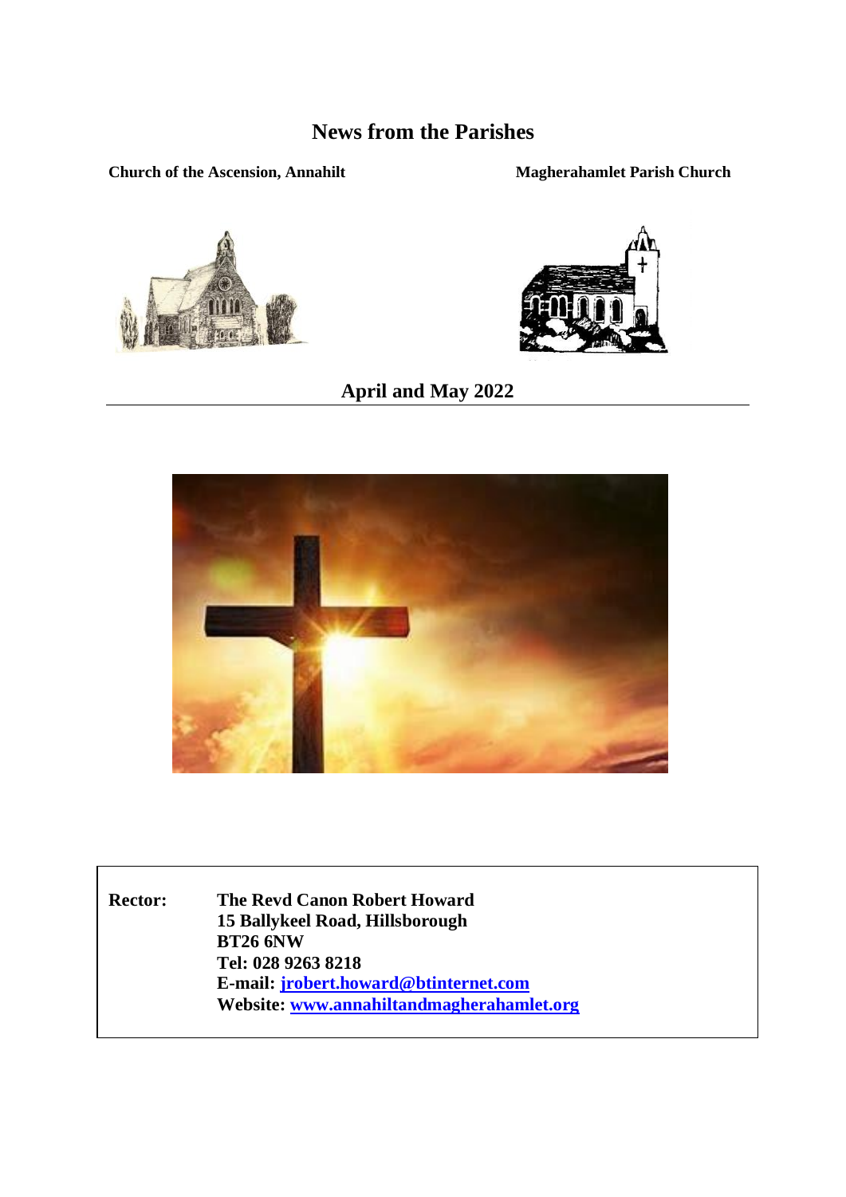# News from the Parishes

**Church of the Ascension, Annahilt** **Magherahamlet Parish Church**

## April and May 2022

**Rector:** **The Revd Canon Robert Howard**
**15 Ballykeel Road, Hillsborough**
**BT26 6NW**
**Tel: 028 9263 8218**
**E-mail: jrobert.howard@btinternet.com**
**Website: www.annahiltandmagherahamlet.org**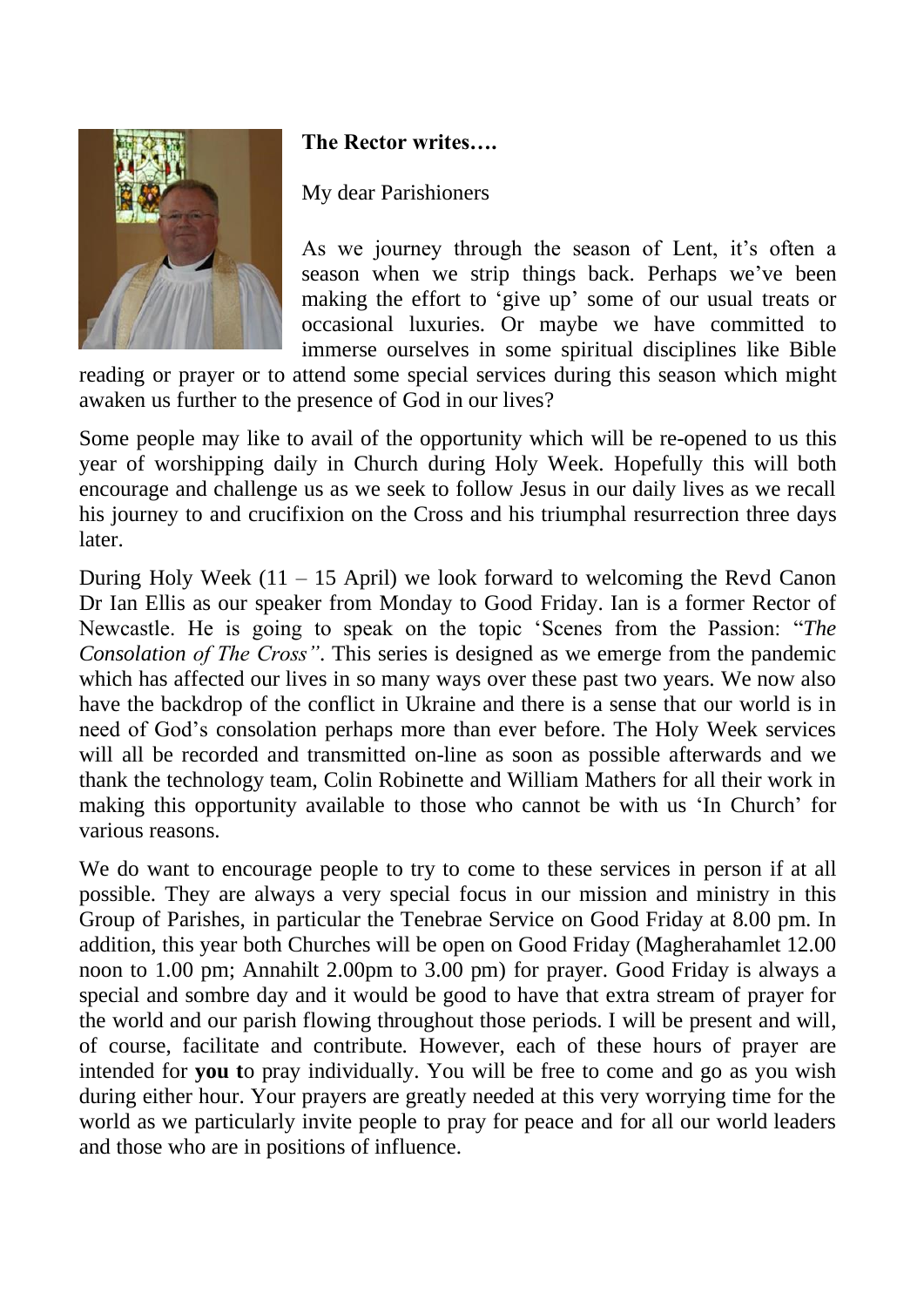**The Rector writes….**

My dear Parishioners

As we journey through the season of Lent, it's often a season when we strip things back. Perhaps we've been making the effort to 'give up' some of our usual treats or occasional luxuries. Or maybe we have committed to immerse ourselves in some spiritual disciplines like Bible reading or prayer or to attend some special services during this season which might awaken us further to the presence of God in our lives?

Some people may like to avail of the opportunity which will be re-opened to us this year of worshipping daily in Church during Holy Week. Hopefully this will both encourage and challenge us as we seek to follow Jesus in our daily lives as we recall his journey to and crucifixion on the Cross and his triumphal resurrection three days later.

During Holy Week (11 – 15 April) we look forward to welcoming the Revd Canon Dr Ian Ellis as our speaker from Monday to Good Friday. Ian is a former Rector of Newcastle. He is going to speak on the topic 'Scenes from the Passion: "*The Consolation of The Cross"*. This series is designed as we emerge from the pandemic which has affected our lives in so many ways over these past two years. We now also have the backdrop of the conflict in Ukraine and there is a sense that our world is in need of God's consolation perhaps more than ever before. The Holy Week services will all be recorded and transmitted on-line as soon as possible afterwards and we thank the technology team, Colin Robinette and William Mathers for all their work in making this opportunity available to those who cannot be with us 'In Church' for various reasons.

We do want to encourage people to try to come to these services in person if at all possible. They are always a very special focus in our mission and ministry in this Group of Parishes, in particular the Tenebrae Service on Good Friday at 8.00 pm. In addition, this year both Churches will be open on Good Friday (Magherahamlet 12.00 noon to 1.00 pm; Annahilt 2.00pm to 3.00 pm) for prayer. Good Friday is always a special and sombre day and it would be good to have that extra stream of prayer for the world and our parish flowing throughout those periods. I will be present and will, of course, facilitate and contribute. However, each of these hours of prayer are intended for **you t**o pray individually. You will be free to come and go as you wish during either hour. Your prayers are greatly needed at this very worrying time for the world as we particularly invite people to pray for peace and for all our world leaders and those who are in positions of influence.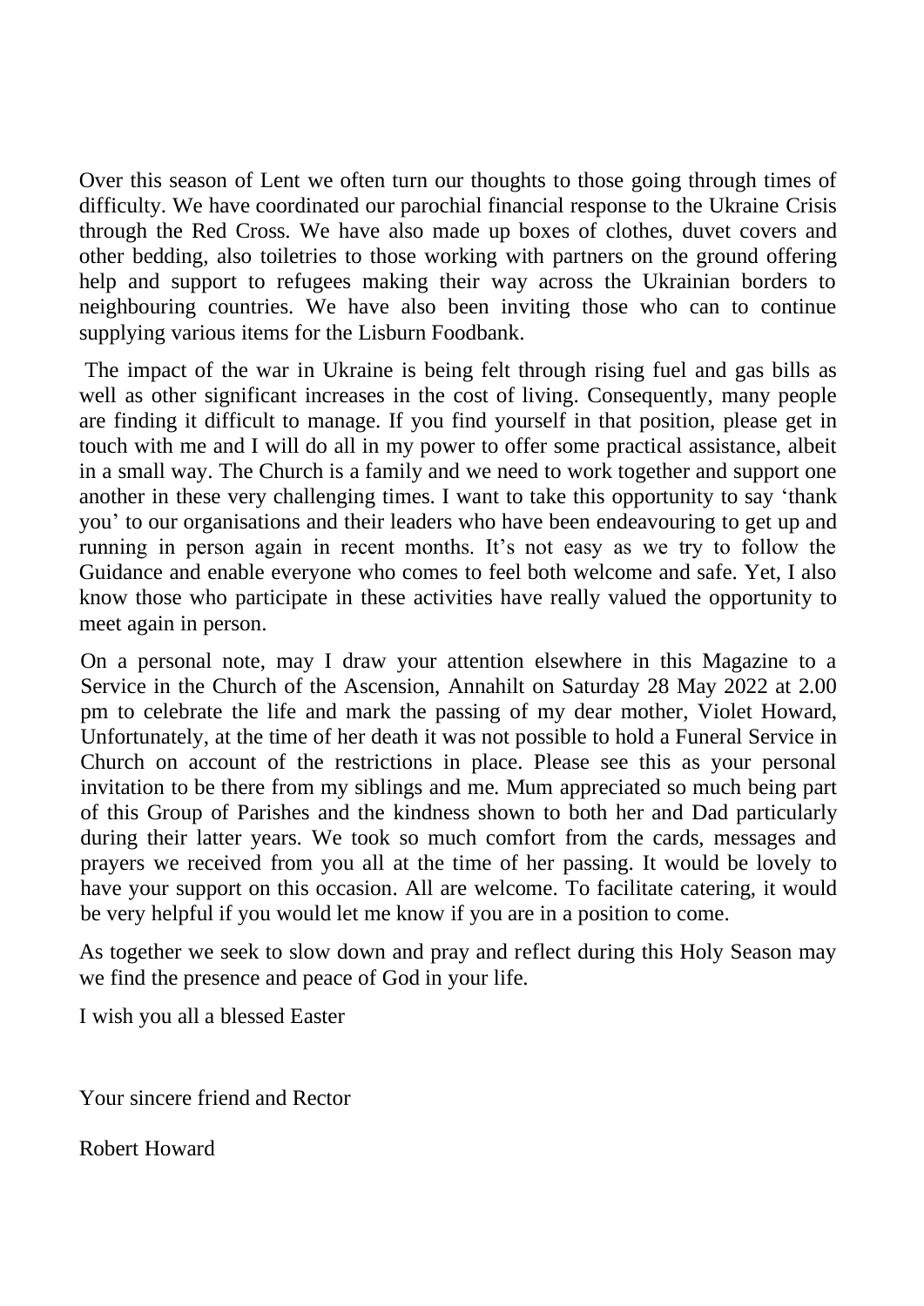Over this season of Lent we often turn our thoughts to those going through times of difficulty. We have coordinated our parochial financial response to the Ukraine Crisis through the Red Cross. We have also made up boxes of clothes, duvet covers and other bedding, also toiletries to those working with partners on the ground offering help and support to refugees making their way across the Ukrainian borders to neighbouring countries. We have also been inviting those who can to continue supplying various items for the Lisburn Foodbank.

The impact of the war in Ukraine is being felt through rising fuel and gas bills as well as other significant increases in the cost of living. Consequently, many people are finding it difficult to manage. If you find yourself in that position, please get in touch with me and I will do all in my power to offer some practical assistance, albeit in a small way. The Church is a family and we need to work together and support one another in these very challenging times. I want to take this opportunity to say 'thank you' to our organisations and their leaders who have been endeavouring to get up and running in person again in recent months. It's not easy as we try to follow the Guidance and enable everyone who comes to feel both welcome and safe. Yet, I also know those who participate in these activities have really valued the opportunity to meet again in person.

On a personal note, may I draw your attention elsewhere in this Magazine to a Service in the Church of the Ascension, Annahilt on Saturday 28 May 2022 at 2.00 pm to celebrate the life and mark the passing of my dear mother, Violet Howard, Unfortunately, at the time of her death it was not possible to hold a Funeral Service in Church on account of the restrictions in place. Please see this as your personal invitation to be there from my siblings and me. Mum appreciated so much being part of this Group of Parishes and the kindness shown to both her and Dad particularly during their latter years. We took so much comfort from the cards, messages and prayers we received from you all at the time of her passing. It would be lovely to have your support on this occasion. All are welcome. To facilitate catering, it would be very helpful if you would let me know if you are in a position to come.

As together we seek to slow down and pray and reflect during this Holy Season may we find the presence and peace of God in your life.

I wish you all a blessed Easter

Your sincere friend and Rector

Robert Howard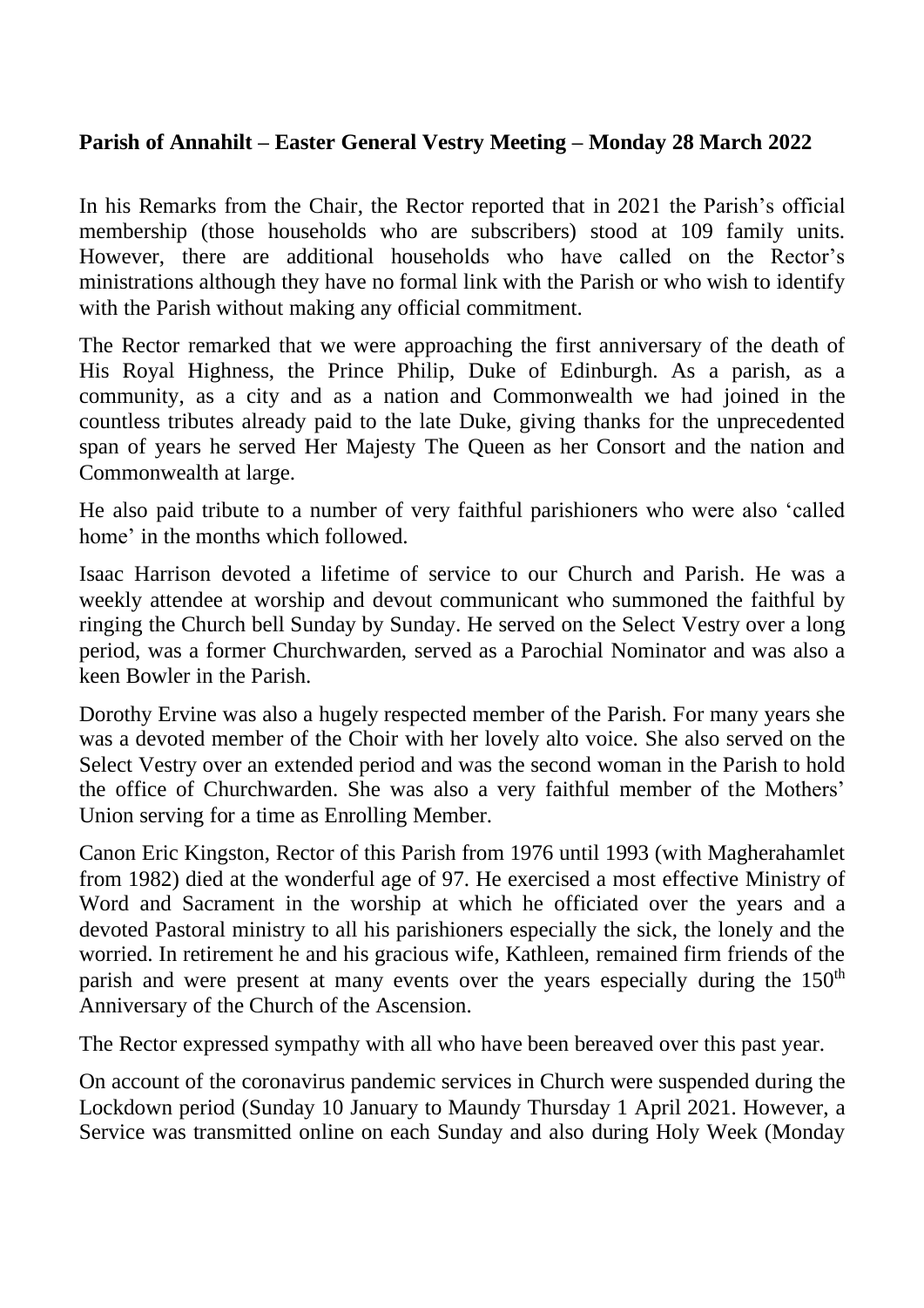**Parish of Annahilt – Easter General Vestry Meeting – Monday 28 March 2022**

In his Remarks from the Chair, the Rector reported that in 2021 the Parish's official membership (those households who are subscribers) stood at 109 family units. However, there are additional households who have called on the Rector's ministrations although they have no formal link with the Parish or who wish to identify with the Parish without making any official commitment.

The Rector remarked that we were approaching the first anniversary of the death of His Royal Highness, the Prince Philip, Duke of Edinburgh. As a parish, as a community, as a city and as a nation and Commonwealth we had joined in the countless tributes already paid to the late Duke, giving thanks for the unprecedented span of years he served Her Majesty The Queen as her Consort and the nation and Commonwealth at large.

He also paid tribute to a number of very faithful parishioners who were also 'called home' in the months which followed.

Isaac Harrison devoted a lifetime of service to our Church and Parish. He was a weekly attendee at worship and devout communicant who summoned the faithful by ringing the Church bell Sunday by Sunday. He served on the Select Vestry over a long period, was a former Churchwarden, served as a Parochial Nominator and was also a keen Bowler in the Parish.

Dorothy Ervine was also a hugely respected member of the Parish. For many years she was a devoted member of the Choir with her lovely alto voice. She also served on the Select Vestry over an extended period and was the second woman in the Parish to hold the office of Churchwarden. She was also a very faithful member of the Mothers' Union serving for a time as Enrolling Member.

Canon Eric Kingston, Rector of this Parish from 1976 until 1993 (with Magherahamlet from 1982) died at the wonderful age of 97. He exercised a most effective Ministry of Word and Sacrament in the worship at which he officiated over the years and a devoted Pastoral ministry to all his parishioners especially the sick, the lonely and the worried. In retirement he and his gracious wife, Kathleen, remained firm friends of the parish and were present at many events over the years especially during the 150th Anniversary of the Church of the Ascension.

The Rector expressed sympathy with all who have been bereaved over this past year.

On account of the coronavirus pandemic services in Church were suspended during the Lockdown period (Sunday 10 January to Maundy Thursday 1 April 2021. However, a Service was transmitted online on each Sunday and also during Holy Week (Monday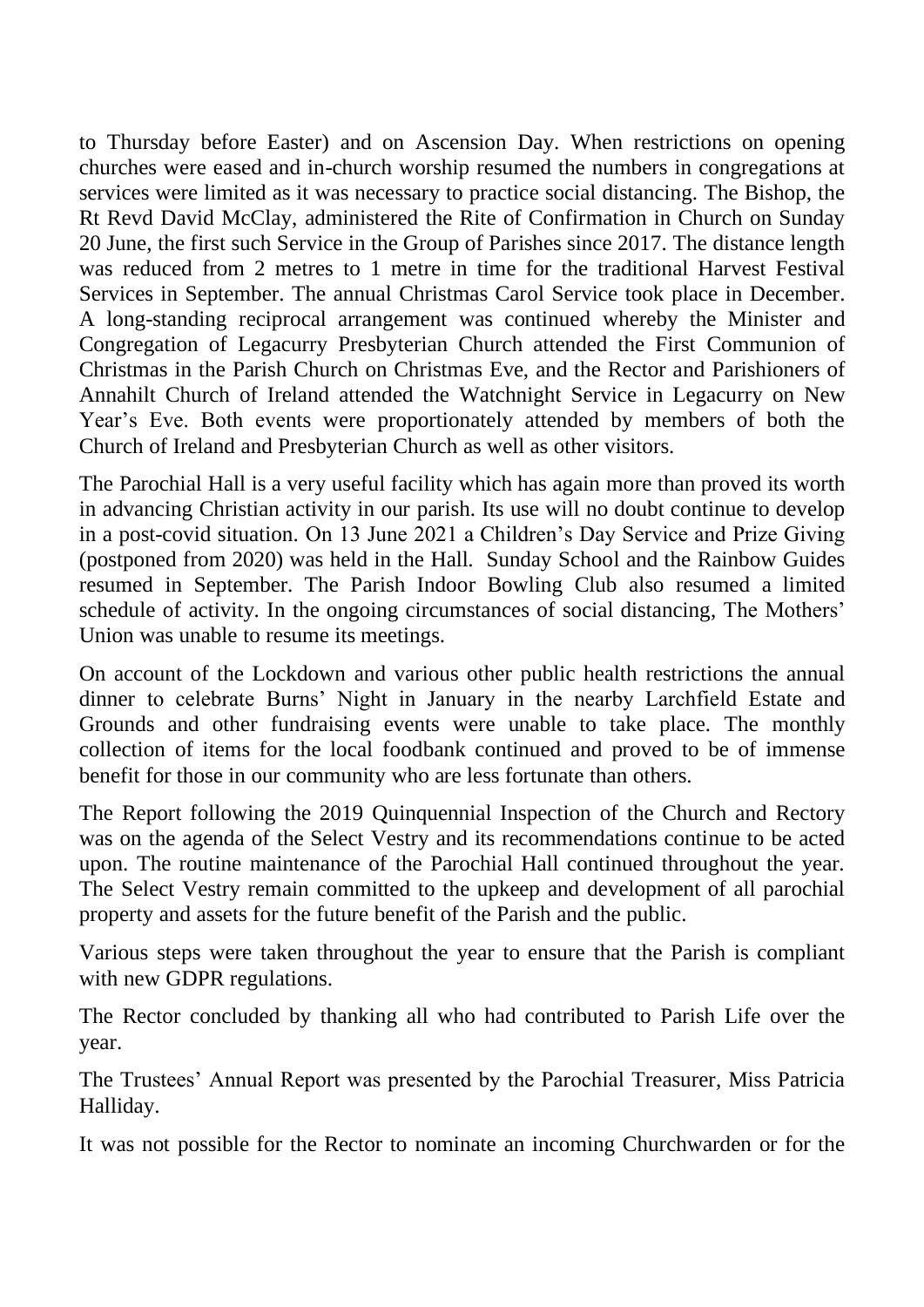to Thursday before Easter) and on Ascension Day. When restrictions on opening churches were eased and in-church worship resumed the numbers in congregations at services were limited as it was necessary to practice social distancing. The Bishop, the Rt Revd David McClay, administered the Rite of Confirmation in Church on Sunday 20 June, the first such Service in the Group of Parishes since 2017. The distance length was reduced from 2 metres to 1 metre in time for the traditional Harvest Festival Services in September. The annual Christmas Carol Service took place in December. A long-standing reciprocal arrangement was continued whereby the Minister and Congregation of Legacurry Presbyterian Church attended the First Communion of Christmas in the Parish Church on Christmas Eve, and the Rector and Parishioners of Annahilt Church of Ireland attended the Watchnight Service in Legacurry on New Year's Eve. Both events were proportionately attended by members of both the Church of Ireland and Presbyterian Church as well as other visitors.

The Parochial Hall is a very useful facility which has again more than proved its worth in advancing Christian activity in our parish. Its use will no doubt continue to develop in a post-covid situation. On 13 June 2021 a Children's Day Service and Prize Giving (postponed from 2020) was held in the Hall. Sunday School and the Rainbow Guides resumed in September. The Parish Indoor Bowling Club also resumed a limited schedule of activity. In the ongoing circumstances of social distancing, The Mothers' Union was unable to resume its meetings.

On account of the Lockdown and various other public health restrictions the annual dinner to celebrate Burns' Night in January in the nearby Larchfield Estate and Grounds and other fundraising events were unable to take place. The monthly collection of items for the local foodbank continued and proved to be of immense benefit for those in our community who are less fortunate than others.

The Report following the 2019 Quinquennial Inspection of the Church and Rectory was on the agenda of the Select Vestry and its recommendations continue to be acted upon. The routine maintenance of the Parochial Hall continued throughout the year. The Select Vestry remain committed to the upkeep and development of all parochial property and assets for the future benefit of the Parish and the public.

Various steps were taken throughout the year to ensure that the Parish is compliant with new GDPR regulations.

The Rector concluded by thanking all who had contributed to Parish Life over the year.

The Trustees' Annual Report was presented by the Parochial Treasurer, Miss Patricia Halliday.

It was not possible for the Rector to nominate an incoming Churchwarden or for the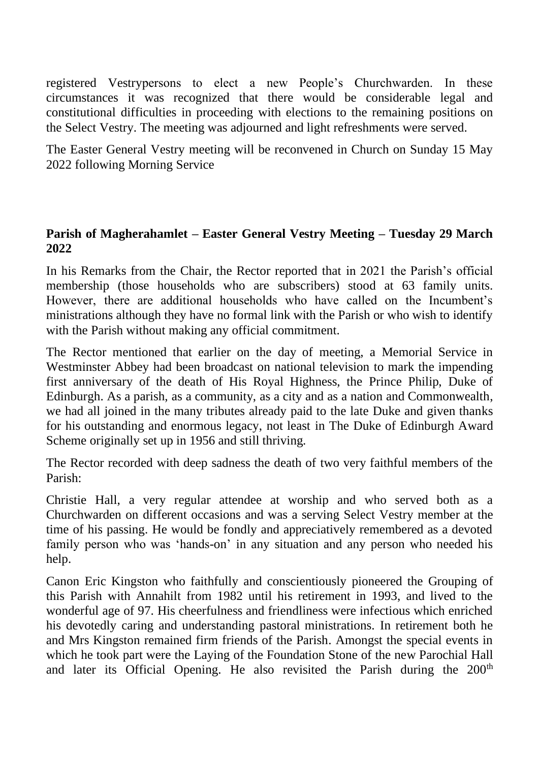registered Vestrypersons to elect a new People's Churchwarden. In these circumstances it was recognized that there would be considerable legal and constitutional difficulties in proceeding with elections to the remaining positions on the Select Vestry. The meeting was adjourned and light refreshments were served.

The Easter General Vestry meeting will be reconvened in Church on Sunday 15 May 2022 following Morning Service

**Parish of Magherahamlet – Easter General Vestry Meeting – Tuesday 29 March 2022**

In his Remarks from the Chair, the Rector reported that in 2021 the Parish's official membership (those households who are subscribers) stood at 63 family units. However, there are additional households who have called on the Incumbent's ministrations although they have no formal link with the Parish or who wish to identify with the Parish without making any official commitment.

The Rector mentioned that earlier on the day of meeting, a Memorial Service in Westminster Abbey had been broadcast on national television to mark the impending first anniversary of the death of His Royal Highness, the Prince Philip, Duke of Edinburgh. As a parish, as a community, as a city and as a nation and Commonwealth, we had all joined in the many tributes already paid to the late Duke and given thanks for his outstanding and enormous legacy, not least in The Duke of Edinburgh Award Scheme originally set up in 1956 and still thriving.

The Rector recorded with deep sadness the death of two very faithful members of the Parish:

Christie Hall, a very regular attendee at worship and who served both as a Churchwarden on different occasions and was a serving Select Vestry member at the time of his passing. He would be fondly and appreciatively remembered as a devoted family person who was 'hands-on' in any situation and any person who needed his help.

Canon Eric Kingston who faithfully and conscientiously pioneered the Grouping of this Parish with Annahilt from 1982 until his retirement in 1993, and lived to the wonderful age of 97. His cheerfulness and friendliness were infectious which enriched his devotedly caring and understanding pastoral ministrations. In retirement both he and Mrs Kingston remained firm friends of the Parish. Amongst the special events in which he took part were the Laying of the Foundation Stone of the new Parochial Hall and later its Official Opening. He also revisited the Parish during the 200th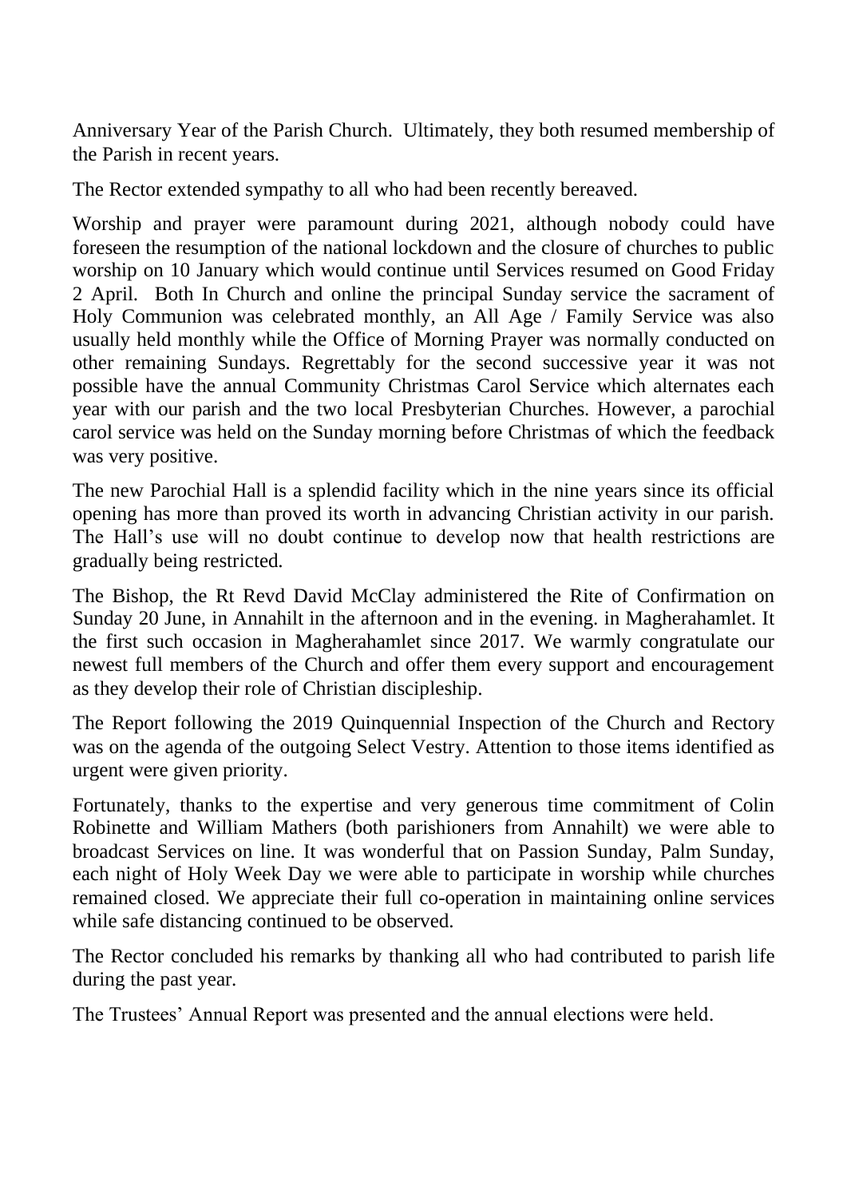Anniversary Year of the Parish Church. Ultimately, they both resumed membership of the Parish in recent years.

The Rector extended sympathy to all who had been recently bereaved.

Worship and prayer were paramount during 2021, although nobody could have foreseen the resumption of the national lockdown and the closure of churches to public worship on 10 January which would continue until Services resumed on Good Friday 2 April. Both In Church and online the principal Sunday service the sacrament of Holy Communion was celebrated monthly, an All Age / Family Service was also usually held monthly while the Office of Morning Prayer was normally conducted on other remaining Sundays. Regrettably for the second successive year it was not possible have the annual Community Christmas Carol Service which alternates each year with our parish and the two local Presbyterian Churches. However, a parochial carol service was held on the Sunday morning before Christmas of which the feedback was very positive.

The new Parochial Hall is a splendid facility which in the nine years since its official opening has more than proved its worth in advancing Christian activity in our parish. The Hall's use will no doubt continue to develop now that health restrictions are gradually being restricted.

The Bishop, the Rt Revd David McClay administered the Rite of Confirmation on Sunday 20 June, in Annahilt in the afternoon and in the evening. in Magherahamlet. It the first such occasion in Magherahamlet since 2017. We warmly congratulate our newest full members of the Church and offer them every support and encouragement as they develop their role of Christian discipleship.

The Report following the 2019 Quinquennial Inspection of the Church and Rectory was on the agenda of the outgoing Select Vestry. Attention to those items identified as urgent were given priority.

Fortunately, thanks to the expertise and very generous time commitment of Colin Robinette and William Mathers (both parishioners from Annahilt) we were able to broadcast Services on line. It was wonderful that on Passion Sunday, Palm Sunday, each night of Holy Week Day we were able to participate in worship while churches remained closed. We appreciate their full co-operation in maintaining online services while safe distancing continued to be observed.

The Rector concluded his remarks by thanking all who had contributed to parish life during the past year.

The Trustees' Annual Report was presented and the annual elections were held.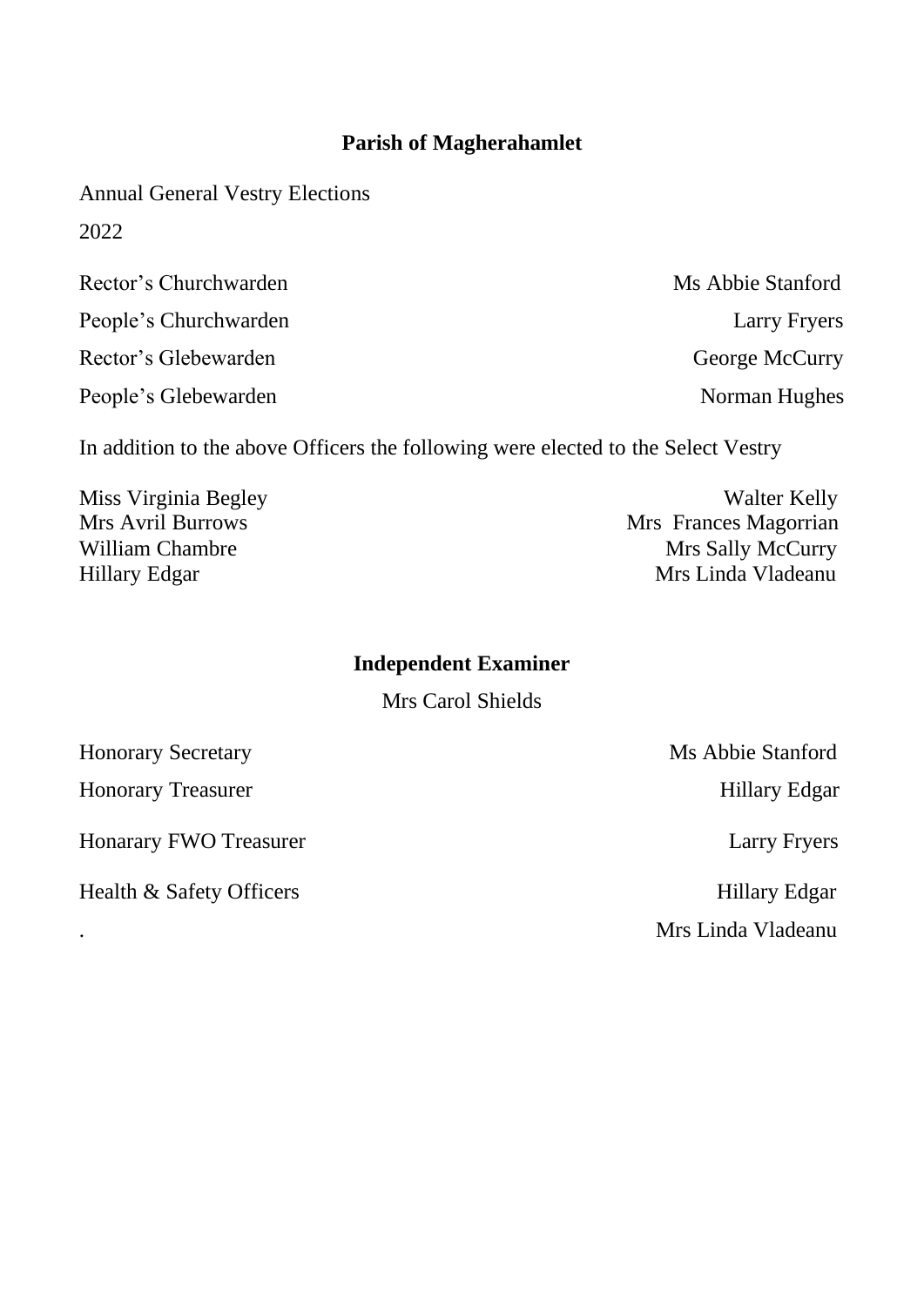## Parish of Magherahamlet

Annual General Vestry Elections

2022

| | |
|---|---|
| Rector's Churchwarden | Ms Abbie Stanford |
| People's Churchwarden | Larry Fryers |
| Rector's Glebewarden | George McCurry |
| People's Glebewarden | Norman Hughes |

In addition to the above Officers the following were elected to the Select Vestry

| | |
|---|---|
| Miss Virginia Begley | Walter Kelly |
| Mrs Avril Burrows | Mrs Frances Magorrian |
| William Chambre | Mrs Sally McCurry |
| Hillary Edgar | Mrs Linda Vladeanu |

## Independent Examiner

Mrs Carol Shields

| | |
|---|---|
| Honorary Secretary | Ms Abbie Stanford |
| Honorary Treasurer | Hillary Edgar |
| Honarary FWO Treasurer | Larry Fryers |
| Health & Safety Officers | Hillary Edgar |
| . | Mrs Linda Vladeanu |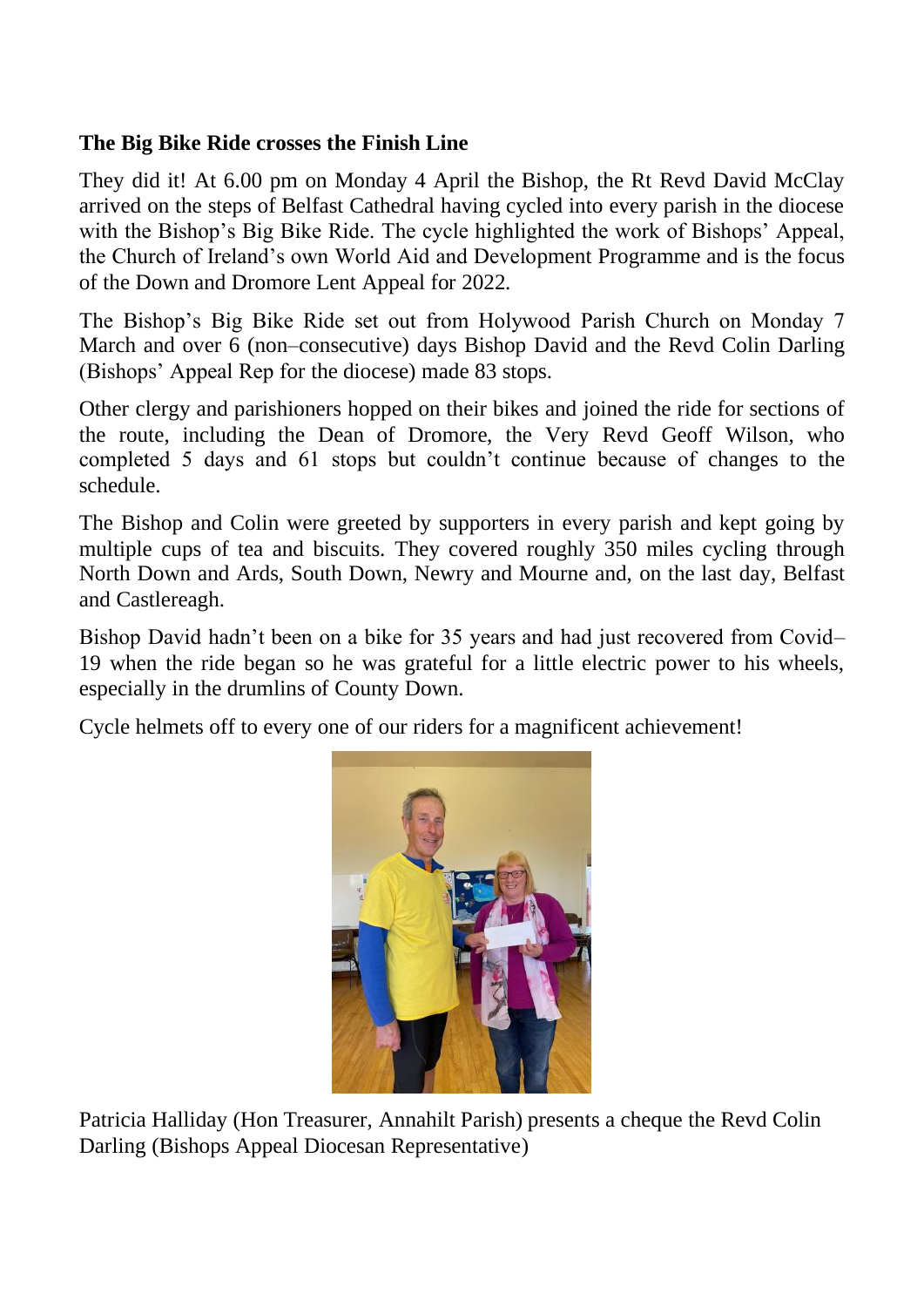**The Big Bike Ride crosses the Finish Line**

They did it! At 6.00 pm on Monday 4 April the Bishop, the Rt Revd David McClay arrived on the steps of Belfast Cathedral having cycled into every parish in the diocese with the Bishop's Big Bike Ride. The cycle highlighted the work of Bishops' Appeal, the Church of Ireland's own World Aid and Development Programme and is the focus of the Down and Dromore Lent Appeal for 2022.

The Bishop's Big Bike Ride set out from Holywood Parish Church on Monday 7 March and over 6 (non–consecutive) days Bishop David and the Revd Colin Darling (Bishops' Appeal Rep for the diocese) made 83 stops.

Other clergy and parishioners hopped on their bikes and joined the ride for sections of the route, including the Dean of Dromore, the Very Revd Geoff Wilson, who completed 5 days and 61 stops but couldn't continue because of changes to the schedule.

The Bishop and Colin were greeted by supporters in every parish and kept going by multiple cups of tea and biscuits. They covered roughly 350 miles cycling through North Down and Ards, South Down, Newry and Mourne and, on the last day, Belfast and Castlereagh.

Bishop David hadn't been on a bike for 35 years and had just recovered from Covid–19 when the ride began so he was grateful for a little electric power to his wheels, especially in the drumlins of County Down.

Cycle helmets off to every one of our riders for a magnificent achievement!

Patricia Halliday (Hon Treasurer, Annahilt Parish) presents a cheque the Revd Colin Darling (Bishops Appeal Diocesan Representative)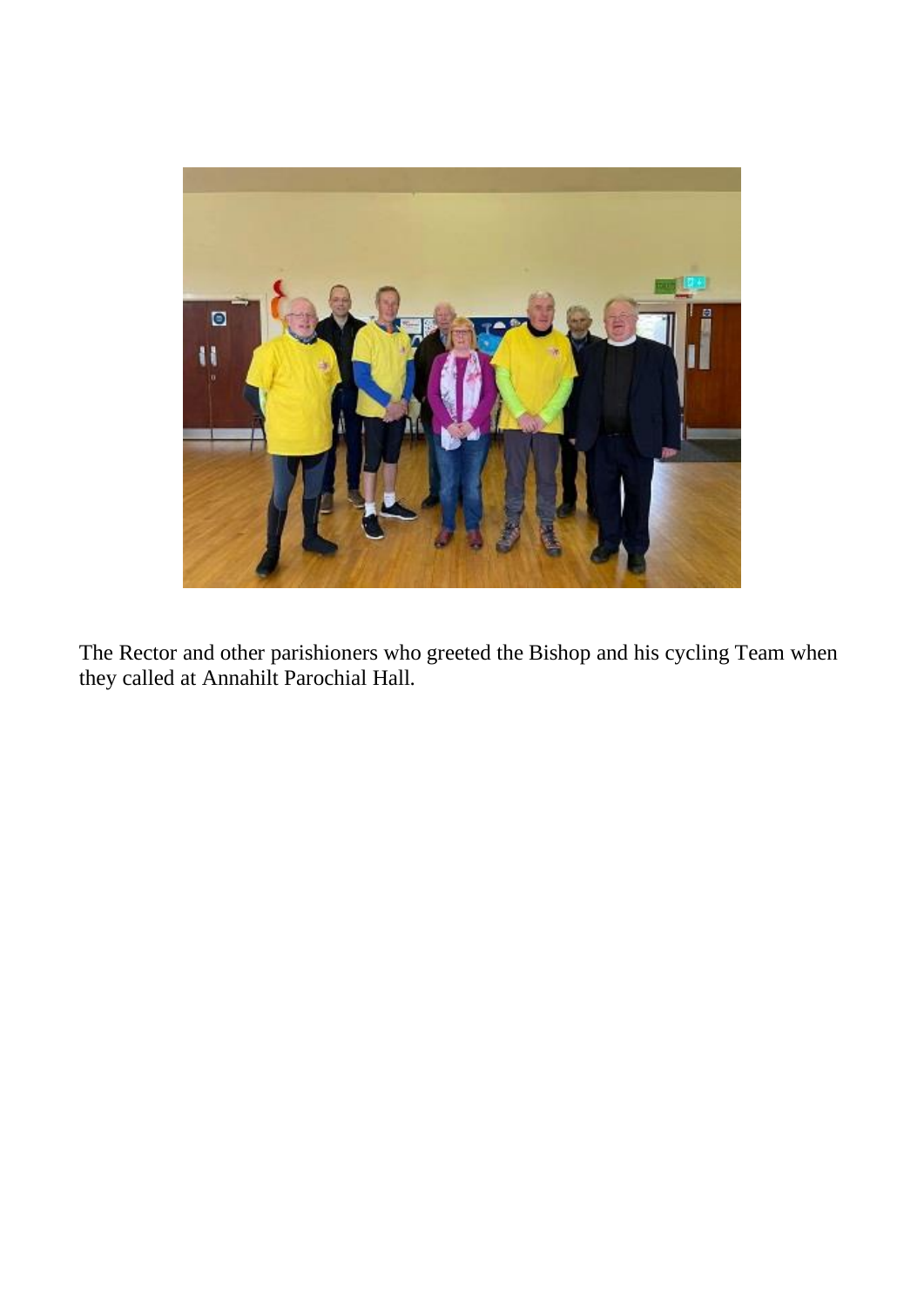The Rector and other parishioners who greeted the Bishop and his cycling Team when they called at Annahilt Parochial Hall.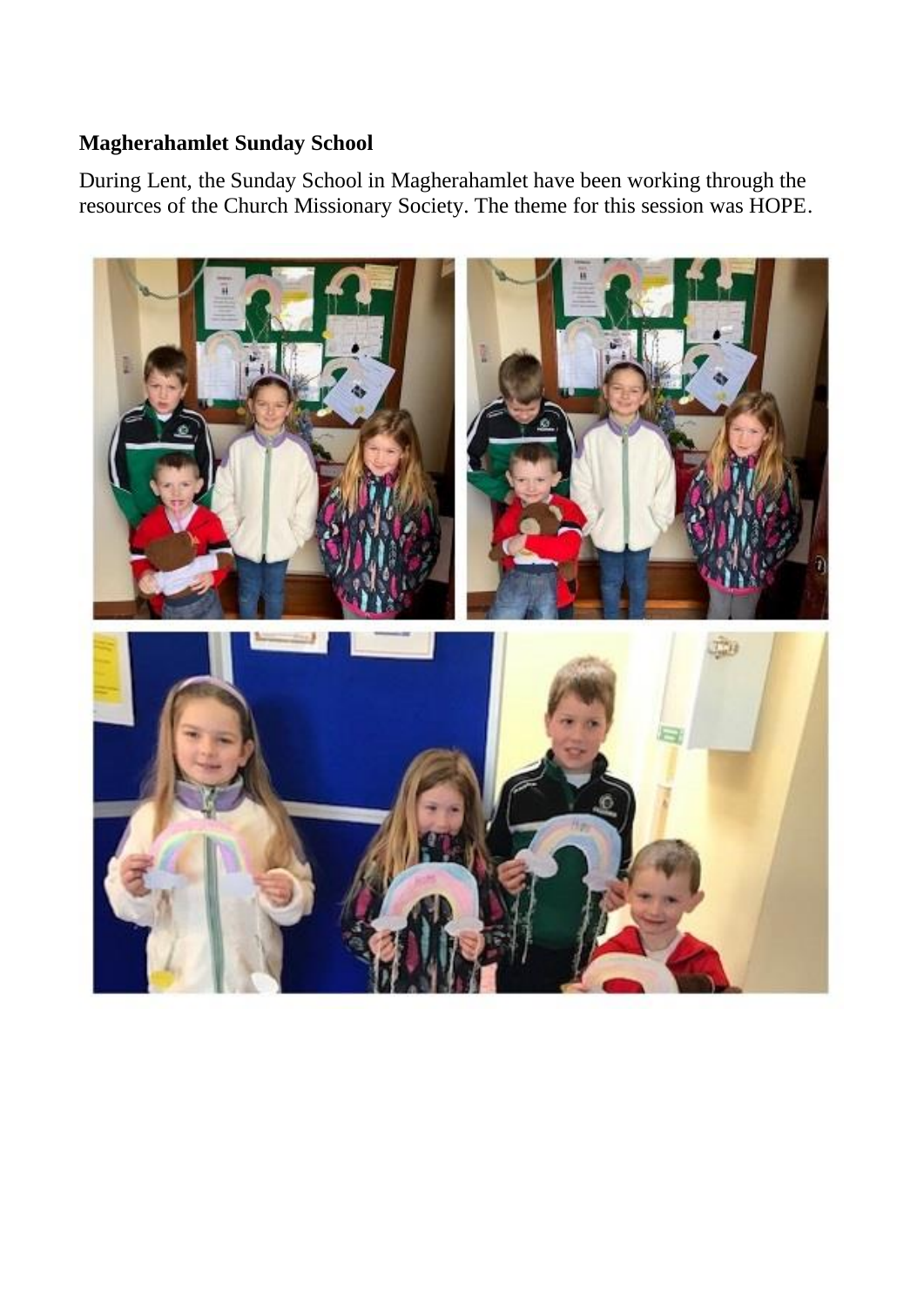**Magherahamlet Sunday School**

During Lent, the Sunday School in Magherahamlet have been working through the resources of the Church Missionary Society. The theme for this session was HOPE.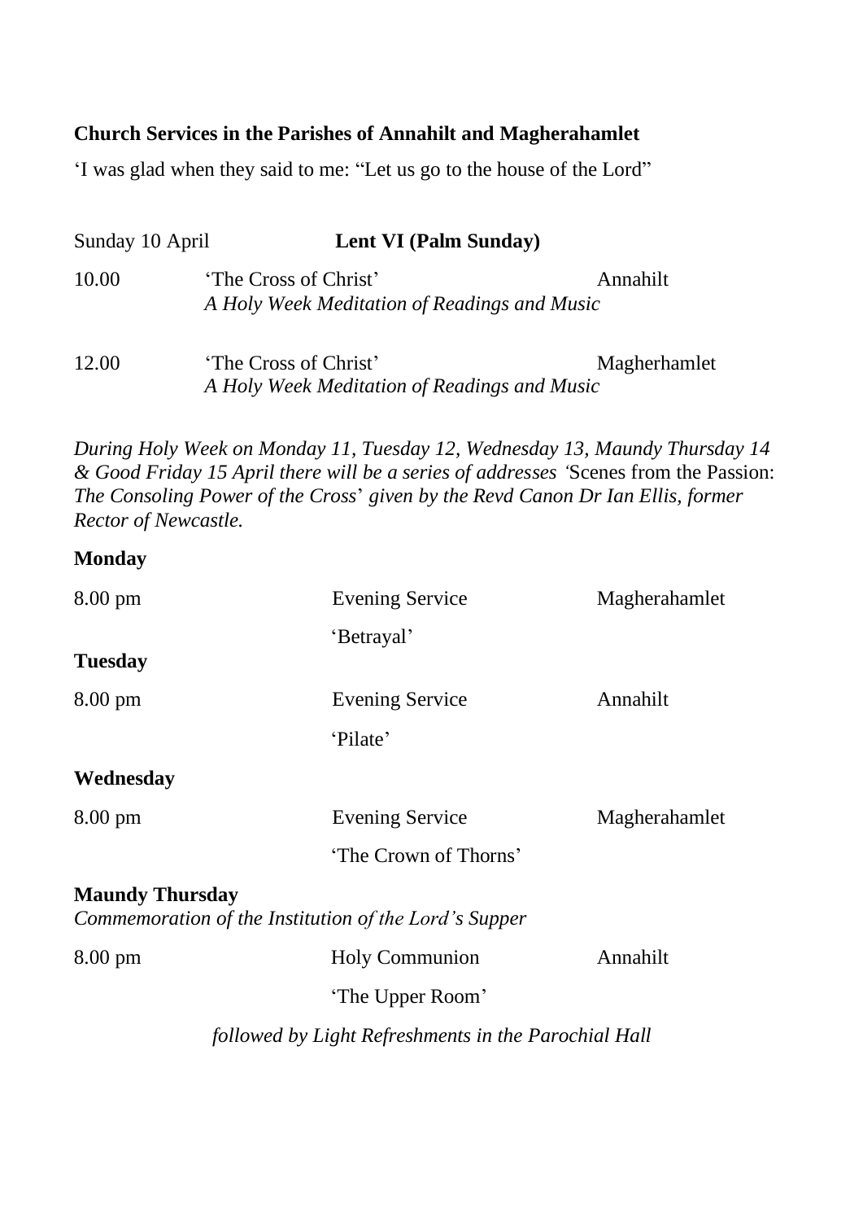**Church Services in the Parishes of Annahilt and Magherahamlet**

'I was glad when they said to me: "Let us go to the house of the Lord"

Sunday 10 April **Lent VI (Palm Sunday)**

10.00 'The Cross of Christ' Annahilt
*A Holy Week Meditation of Readings and Music*

12.00 'The Cross of Christ' Magherhamlet
*A Holy Week Meditation of Readings and Music*

*During Holy Week on Monday 11, Tuesday 12, Wednesday 13, Maundy Thursday 14 & Good Friday 15 April there will be a series of addresses '*Scenes from the Passion: *The Consoling Power of the Cross*' *given by the Revd Canon Dr Ian Ellis, former Rector of Newcastle.*

**Monday**

8.00 pm Evening Service Magherahamlet
'Betrayal'

**Tuesday**

8.00 pm Evening Service Annahilt
'Pilate'

**Wednesday**

8.00 pm Evening Service Magherahamlet
'The Crown of Thorns'

**Maundy Thursday**
*Commemoration of the Institution of the Lord's Supper*

8.00 pm Holy Communion Annahilt
'The Upper Room'

*followed by Light Refreshments in the Parochial Hall*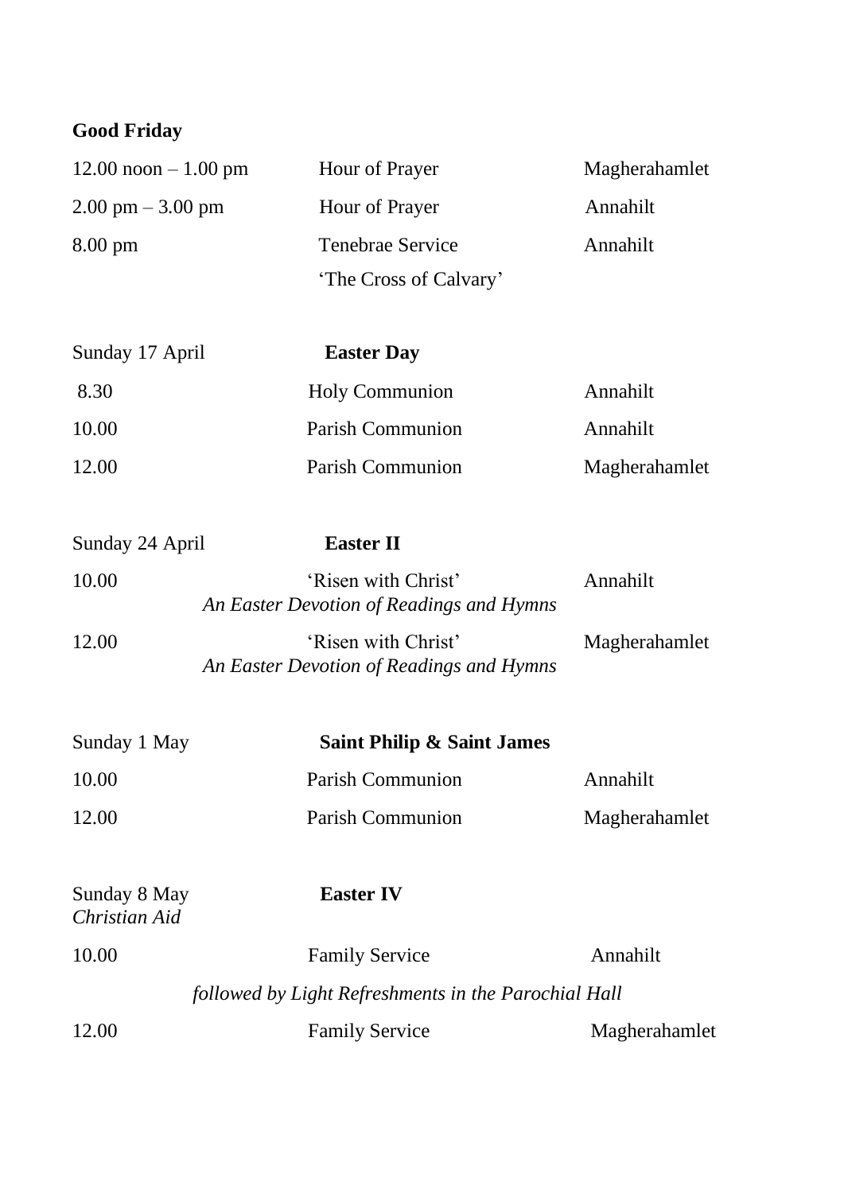**Good Friday**

| | | |
|---|---|---|
| 12.00 noon – 1.00 pm | Hour of Prayer | Magherahamlet |
| 2.00 pm – 3.00 pm | Hour of Prayer | Annahilt |
| 8.00 pm | Tenebrae Service<br>'The Cross of Calvary' | Annahilt |

| Sunday 17 April | **Easter Day** | |
|---|---|---|
| 8.30 | Holy Communion | Annahilt |
| 10.00 | Parish Communion | Annahilt |
| 12.00 | Parish Communion | Magherahamlet |

| Sunday 24 April | **Easter II** | |
|---|---|---|
| 10.00 | 'Risen with Christ'<br>*An Easter Devotion of Readings and Hymns* | Annahilt |
| 12.00 | 'Risen with Christ'<br>*An Easter Devotion of Readings and Hymns* | Magherahamlet |

| Sunday 1 May | **Saint Philip & Saint James** | |
|---|---|---|
| 10.00 | Parish Communion | Annahilt |
| 12.00 | Parish Communion | Magherahamlet |

| Sunday 8 May<br>*Christian Aid* | **Easter IV** | |
|---|---|---|
| 10.00 | Family Service | Annahilt |
| | *followed by Light Refreshments in the Parochial Hall* | |
| 12.00 | Family Service | Magherahamlet |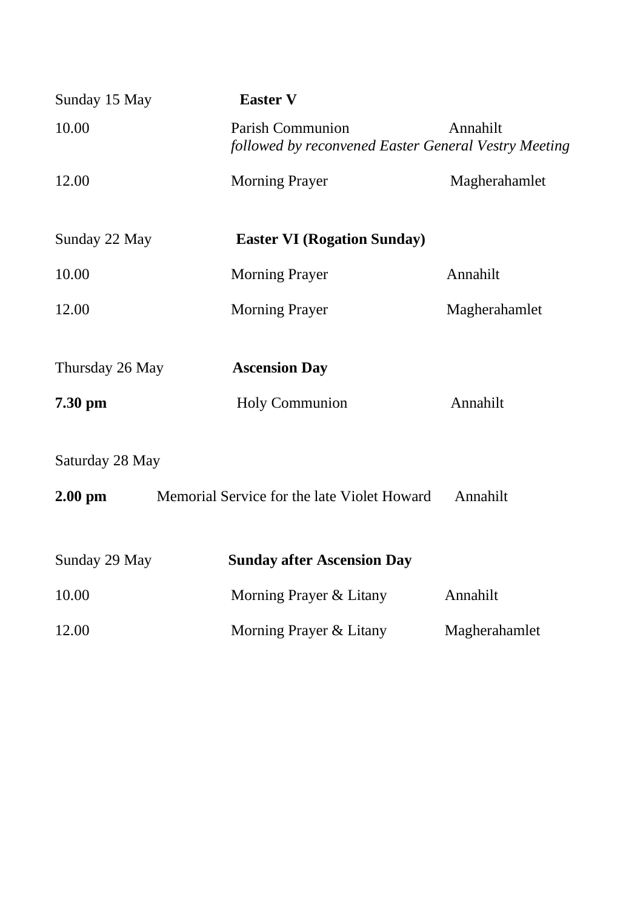| | | |
|---|---|---|
| Sunday 15 May | **Easter V** | |
| 10.00 | Parish Communion<br>*followed by reconvened Easter General Vestry Meeting* | Annahilt |
| 12.00 | Morning Prayer | Magherahamlet |
| Sunday 22 May | **Easter VI (Rogation Sunday)** | |
| 10.00 | Morning Prayer | Annahilt |
| 12.00 | Morning Prayer | Magherahamlet |
| Thursday 26 May | **Ascension Day** | |
| **7.30 pm** | Holy Communion | Annahilt |
| Saturday 28 May | | |
| **2.00 pm** | Memorial Service for the late Violet Howard | Annahilt |
| Sunday 29 May | **Sunday after Ascension Day** | |
| 10.00 | Morning Prayer & Litany | Annahilt |
| 12.00 | Morning Prayer & Litany | Magherahamlet |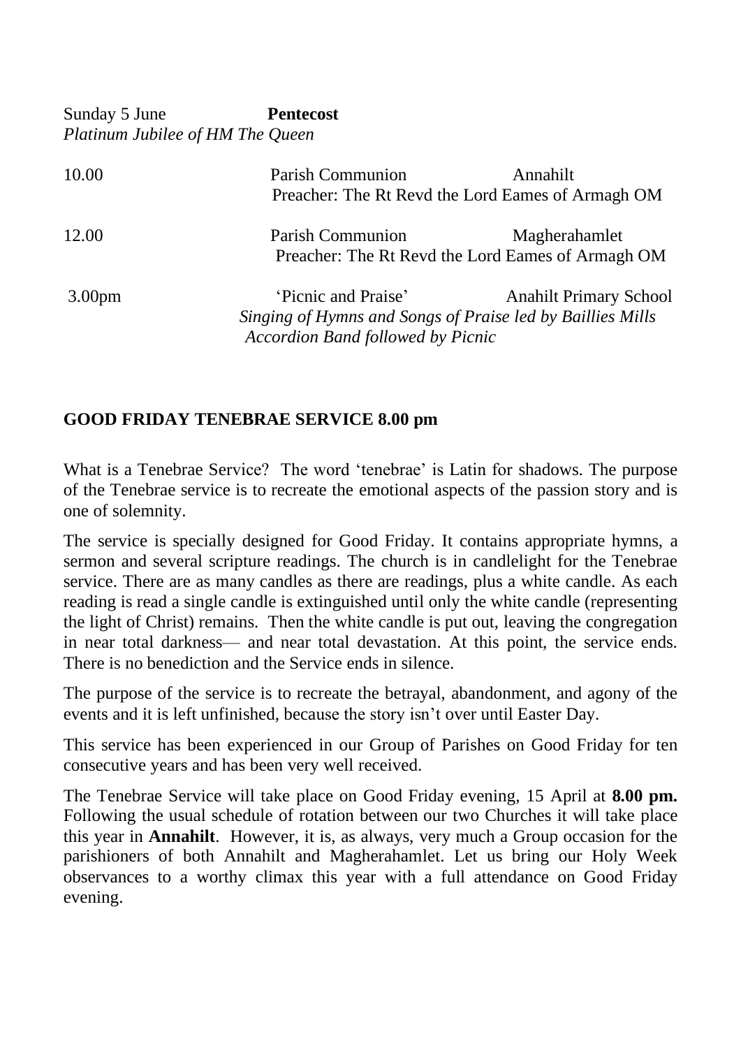Sunday 5 June **Pentecost**

*Platinum Jubilee of HM The Queen*

| | | |
|---|---|---|
| 10.00 | Parish Communion | Annahilt |
| | Preacher: The Rt Revd the Lord Eames of Armagh OM | |
| 12.00 | Parish Communion | Magherahamlet |
| | Preacher: The Rt Revd the Lord Eames of Armagh OM | |
| 3.00pm | 'Picnic and Praise' | Anahilt Primary School |
| | *Singing of Hymns and Songs of Praise led by Baillies Mills Accordion Band followed by Picnic* | |

## GOOD FRIDAY TENEBRAE SERVICE 8.00 pm

What is a Tenebrae Service? The word 'tenebrae' is Latin for shadows. The purpose of the Tenebrae service is to recreate the emotional aspects of the passion story and is one of solemnity.

The service is specially designed for Good Friday. It contains appropriate hymns, a sermon and several scripture readings. The church is in candlelight for the Tenebrae service. There are as many candles as there are readings, plus a white candle. As each reading is read a single candle is extinguished until only the white candle (representing the light of Christ) remains. Then the white candle is put out, leaving the congregation in near total darkness— and near total devastation. At this point, the service ends. There is no benediction and the Service ends in silence.

The purpose of the service is to recreate the betrayal, abandonment, and agony of the events and it is left unfinished, because the story isn't over until Easter Day.

This service has been experienced in our Group of Parishes on Good Friday for ten consecutive years and has been very well received.

The Tenebrae Service will take place on Good Friday evening, 15 April at **8.00 pm.** Following the usual schedule of rotation between our two Churches it will take place this year in **Annahilt**. However, it is, as always, very much a Group occasion for the parishioners of both Annahilt and Magherahamlet. Let us bring our Holy Week observances to a worthy climax this year with a full attendance on Good Friday evening.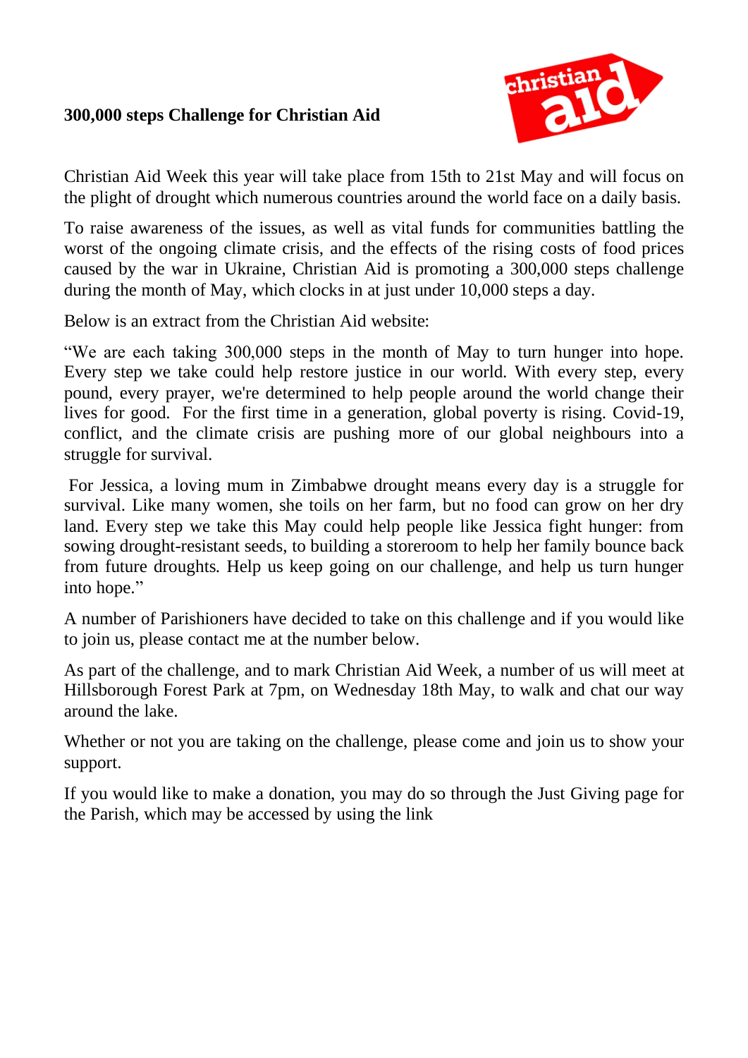**300,000 steps Challenge for Christian Aid**

Christian Aid Week this year will take place from 15th to 21st May and will focus on the plight of drought which numerous countries around the world face on a daily basis.

To raise awareness of the issues, as well as vital funds for communities battling the worst of the ongoing climate crisis, and the effects of the rising costs of food prices caused by the war in Ukraine, Christian Aid is promoting a 300,000 steps challenge during the month of May, which clocks in at just under 10,000 steps a day.

Below is an extract from the Christian Aid website:

"We are each taking 300,000 steps in the month of May to turn hunger into hope. Every step we take could help restore justice in our world. With every step, every pound, every prayer, we're determined to help people around the world change their lives for good. For the first time in a generation, global poverty is rising. Covid-19, conflict, and the climate crisis are pushing more of our global neighbours into a struggle for survival.

For Jessica, a loving mum in Zimbabwe drought means every day is a struggle for survival. Like many women, she toils on her farm, but no food can grow on her dry land. Every step we take this May could help people like Jessica fight hunger: from sowing drought-resistant seeds, to building a storeroom to help her family bounce back from future droughts. Help us keep going on our challenge, and help us turn hunger into hope."

A number of Parishioners have decided to take on this challenge and if you would like to join us, please contact me at the number below.

As part of the challenge, and to mark Christian Aid Week, a number of us will meet at Hillsborough Forest Park at 7pm, on Wednesday 18th May, to walk and chat our way around the lake.

Whether or not you are taking on the challenge, please come and join us to show your support.

If you would like to make a donation, you may do so through the Just Giving page for the Parish, which may be accessed by using the link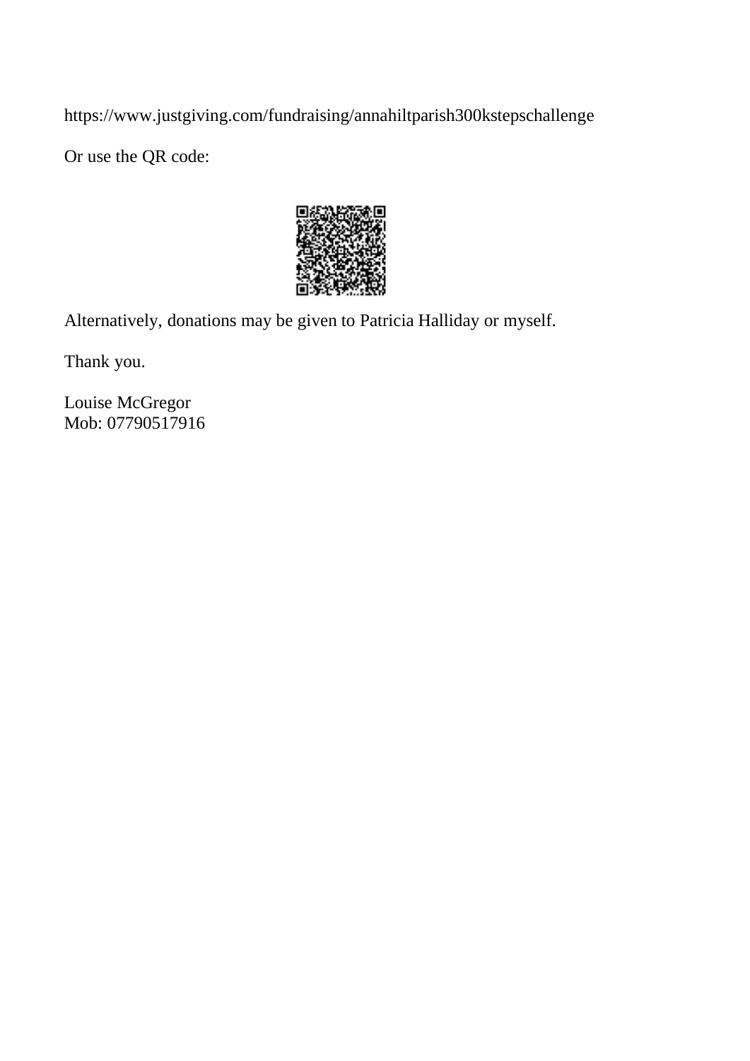https://www.justgiving.com/fundraising/annahiltparish300kstepschallenge

Or use the QR code:

Alternatively, donations may be given to Patricia Halliday or myself.

Thank you.

Louise McGregor
Mob: 07790517916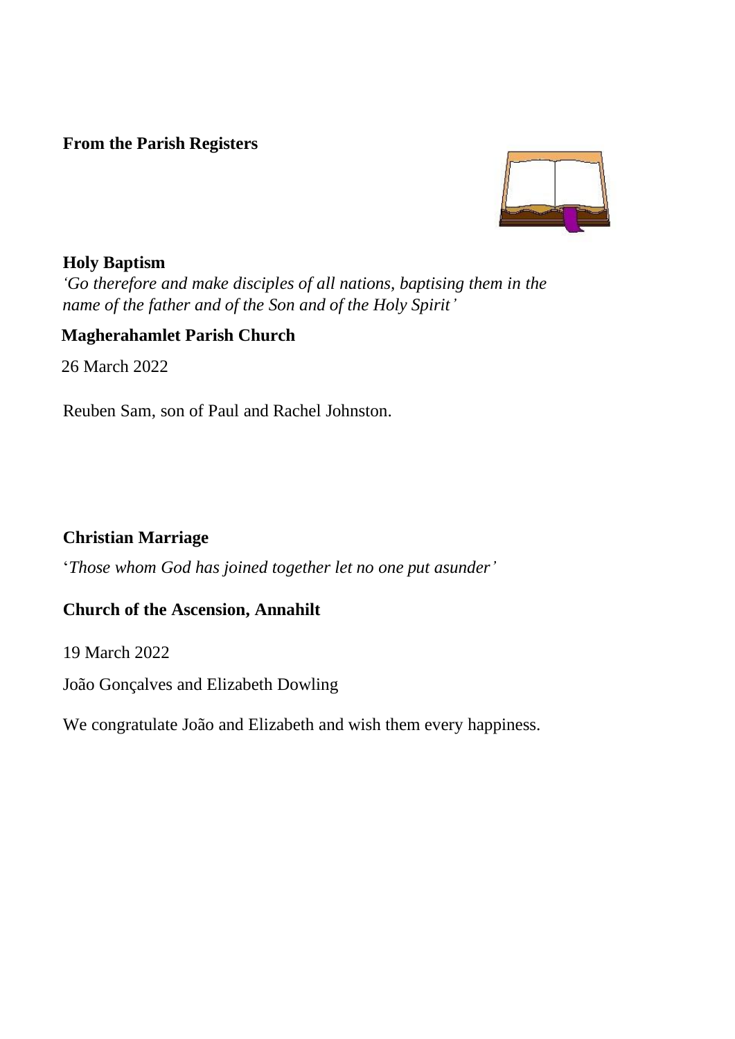## From the Parish Registers

### Holy Baptism

*'Go therefore and make disciples of all nations, baptising them in the name of the father and of the Son and of the Holy Spirit'*

**Magherahamlet Parish Church**

26 March 2022

Reuben Sam, son of Paul and Rachel Johnston.

### Christian Marriage

'*Those whom God has joined together let no one put asunder'*

**Church of the Ascension, Annahilt**

19 March 2022

João Gonçalves and Elizabeth Dowling

We congratulate João and Elizabeth and wish them every happiness.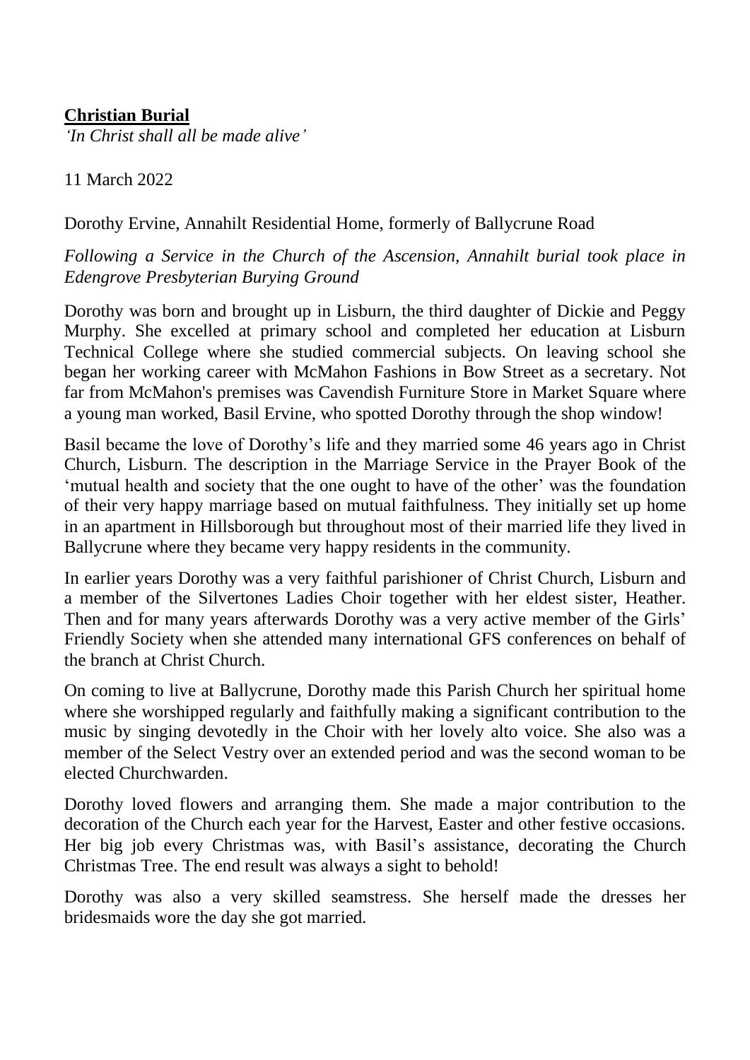**Christian Burial**

*'In Christ shall all be made alive'*

11 March 2022

Dorothy Ervine, Annahilt Residential Home, formerly of Ballycrune Road

*Following a Service in the Church of the Ascension, Annahilt burial took place in Edengrove Presbyterian Burying Ground*

Dorothy was born and brought up in Lisburn, the third daughter of Dickie and Peggy Murphy. She excelled at primary school and completed her education at Lisburn Technical College where she studied commercial subjects. On leaving school she began her working career with McMahon Fashions in Bow Street as a secretary. Not far from McMahon's premises was Cavendish Furniture Store in Market Square where a young man worked, Basil Ervine, who spotted Dorothy through the shop window!

Basil became the love of Dorothy's life and they married some 46 years ago in Christ Church, Lisburn. The description in the Marriage Service in the Prayer Book of the 'mutual health and society that the one ought to have of the other' was the foundation of their very happy marriage based on mutual faithfulness. They initially set up home in an apartment in Hillsborough but throughout most of their married life they lived in Ballycrune where they became very happy residents in the community.

In earlier years Dorothy was a very faithful parishioner of Christ Church, Lisburn and a member of the Silvertones Ladies Choir together with her eldest sister, Heather. Then and for many years afterwards Dorothy was a very active member of the Girls' Friendly Society when she attended many international GFS conferences on behalf of the branch at Christ Church.

On coming to live at Ballycrune, Dorothy made this Parish Church her spiritual home where she worshipped regularly and faithfully making a significant contribution to the music by singing devotedly in the Choir with her lovely alto voice. She also was a member of the Select Vestry over an extended period and was the second woman to be elected Churchwarden.

Dorothy loved flowers and arranging them. She made a major contribution to the decoration of the Church each year for the Harvest, Easter and other festive occasions. Her big job every Christmas was, with Basil's assistance, decorating the Church Christmas Tree. The end result was always a sight to behold!

Dorothy was also a very skilled seamstress. She herself made the dresses her bridesmaids wore the day she got married.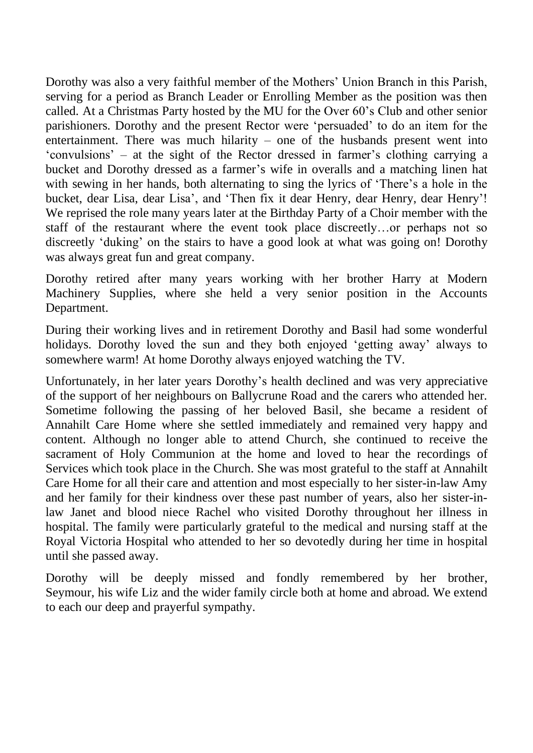Dorothy was also a very faithful member of the Mothers' Union Branch in this Parish, serving for a period as Branch Leader or Enrolling Member as the position was then called. At a Christmas Party hosted by the MU for the Over 60's Club and other senior parishioners. Dorothy and the present Rector were 'persuaded' to do an item for the entertainment. There was much hilarity – one of the husbands present went into 'convulsions' – at the sight of the Rector dressed in farmer's clothing carrying a bucket and Dorothy dressed as a farmer's wife in overalls and a matching linen hat with sewing in her hands, both alternating to sing the lyrics of 'There's a hole in the bucket, dear Lisa, dear Lisa', and 'Then fix it dear Henry, dear Henry, dear Henry'! We reprised the role many years later at the Birthday Party of a Choir member with the staff of the restaurant where the event took place discreetly…or perhaps not so discreetly 'duking' on the stairs to have a good look at what was going on! Dorothy was always great fun and great company.

Dorothy retired after many years working with her brother Harry at Modern Machinery Supplies, where she held a very senior position in the Accounts Department.

During their working lives and in retirement Dorothy and Basil had some wonderful holidays. Dorothy loved the sun and they both enjoyed 'getting away' always to somewhere warm! At home Dorothy always enjoyed watching the TV.

Unfortunately, in her later years Dorothy's health declined and was very appreciative of the support of her neighbours on Ballycrune Road and the carers who attended her. Sometime following the passing of her beloved Basil, she became a resident of Annahilt Care Home where she settled immediately and remained very happy and content. Although no longer able to attend Church, she continued to receive the sacrament of Holy Communion at the home and loved to hear the recordings of Services which took place in the Church. She was most grateful to the staff at Annahilt Care Home for all their care and attention and most especially to her sister-in-law Amy and her family for their kindness over these past number of years, also her sister-in-law Janet and blood niece Rachel who visited Dorothy throughout her illness in hospital. The family were particularly grateful to the medical and nursing staff at the Royal Victoria Hospital who attended to her so devotedly during her time in hospital until she passed away.

Dorothy will be deeply missed and fondly remembered by her brother, Seymour, his wife Liz and the wider family circle both at home and abroad. We extend to each our deep and prayerful sympathy.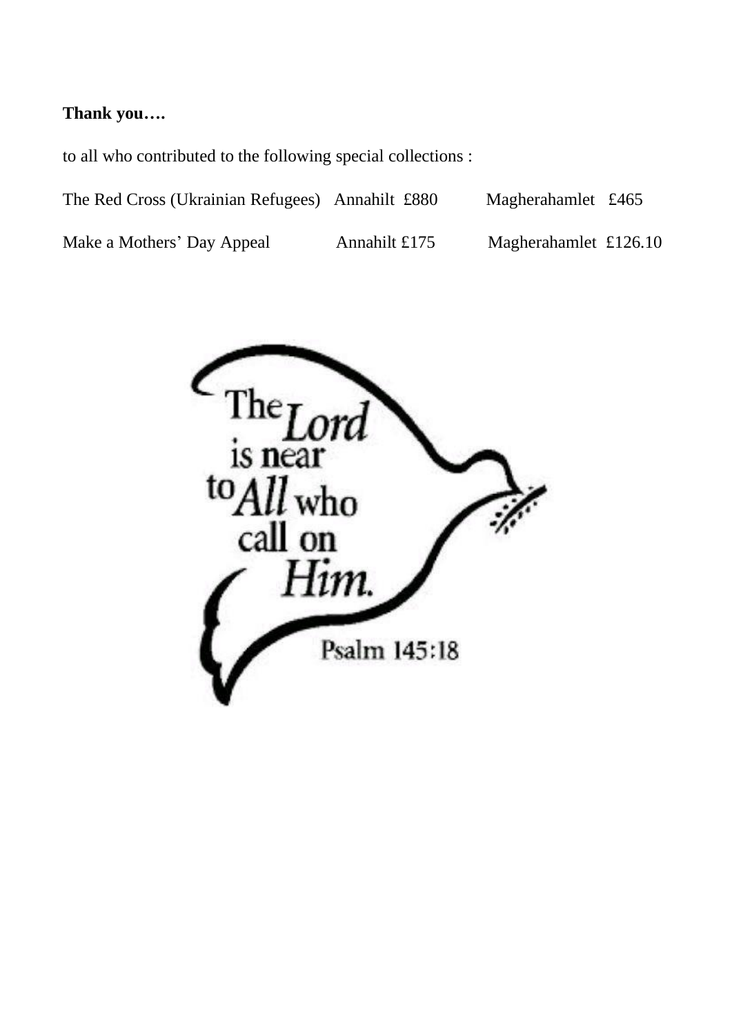**Thank you….**

to all who contributed to the following special collections :

| | | |
|---|---|---|
| The Red Cross (Ukrainian Refugees) | Annahilt £880 | Magherahamlet £465 |
| Make a Mothers' Day Appeal | Annahilt £175 | Magherahamlet £126.10 |

The Lord is near to All who call on Him.

Psalm 145:18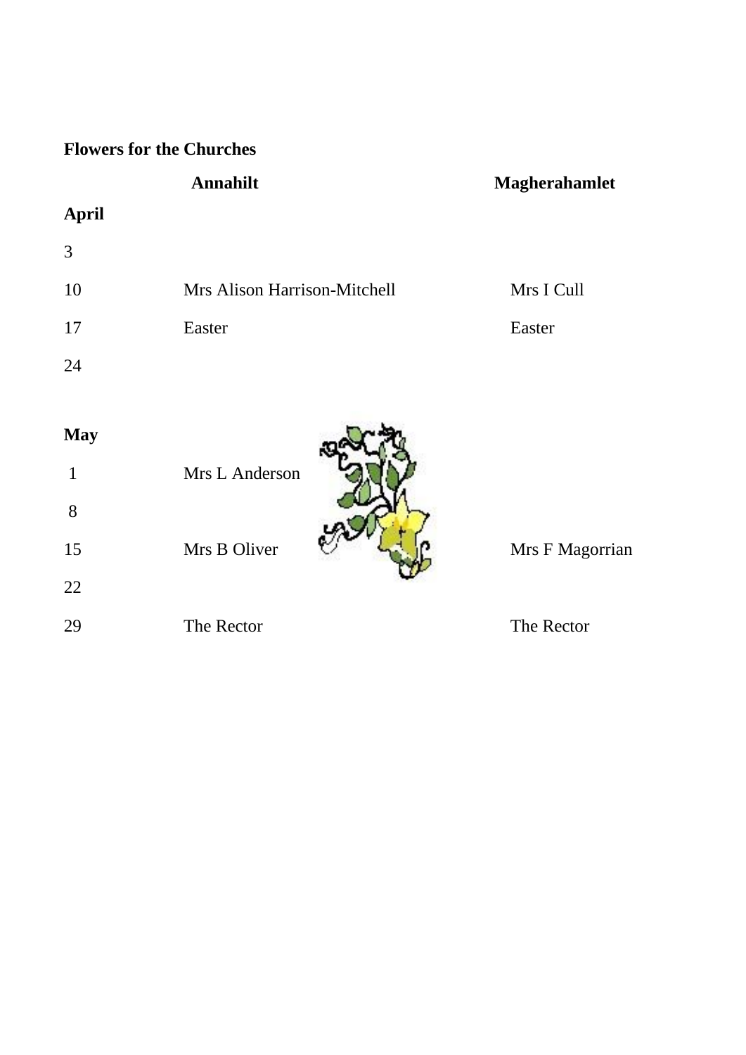**Flowers for the Churches**

| | Annahilt | Magherahamlet |
|---|---|---|
| **April** | | |
| 3 | | |
| 10 | Mrs Alison Harrison-Mitchell | Mrs I Cull |
| 17 | Easter | Easter |
| 24 | | |
| **May** | | |
| 1 | Mrs L Anderson | |
| 8 | | |
| 15 | Mrs B Oliver | Mrs F Magorrian |
| 22 | | |
| 29 | The Rector | The Rector |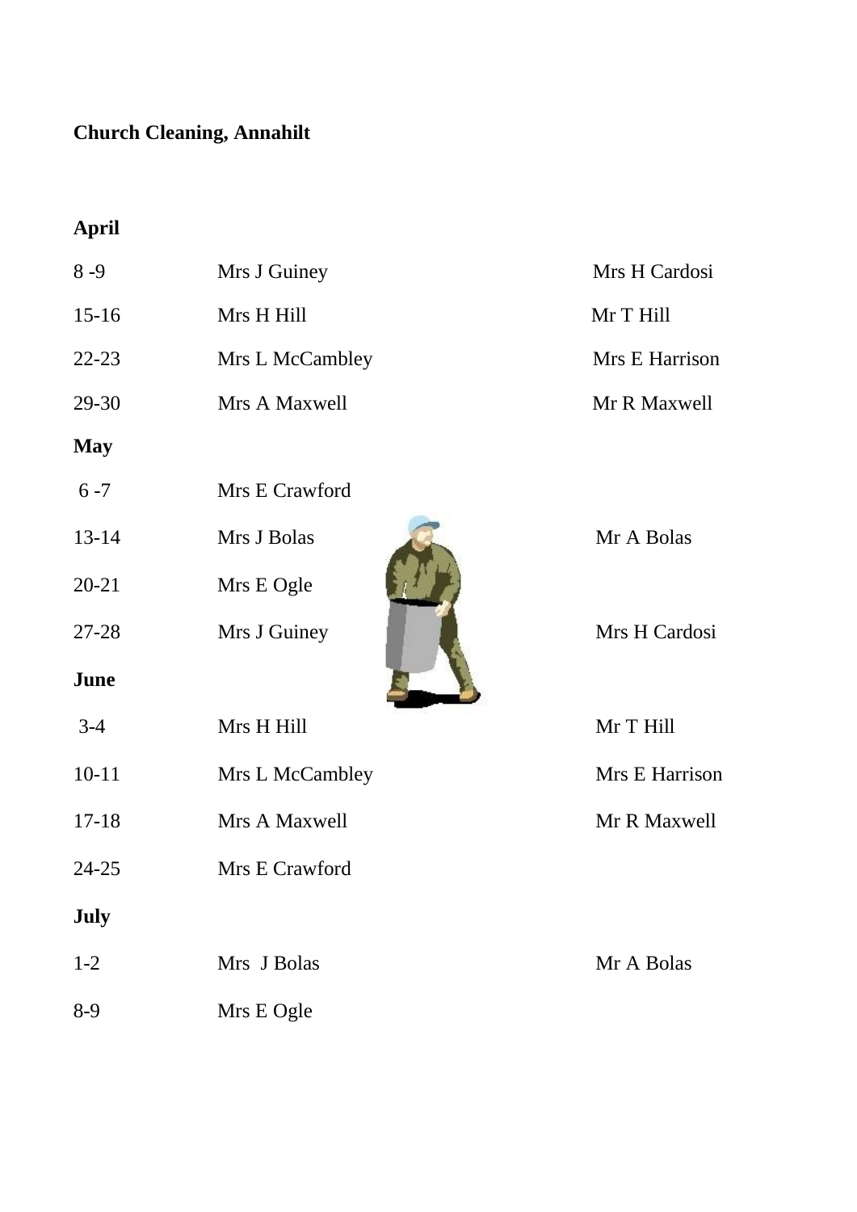**Church Cleaning, Annahilt**

| | | |
|---|---|---|
| **April** | | |
| 8 -9 | Mrs J Guiney | Mrs H Cardosi |
| 15-16 | Mrs H Hill | Mr T Hill |
| 22-23 | Mrs L McCambley | Mrs E Harrison |
| 29-30 | Mrs A Maxwell | Mr R Maxwell |
| **May** | | |
| 6 -7 | Mrs E Crawford | |
| 13-14 | Mrs J Bolas | Mr A Bolas |
| 20-21 | Mrs E Ogle | |
| 27-28 | Mrs J Guiney | Mrs H Cardosi |
| **June** | | |
| 3-4 | Mrs H Hill | Mr T Hill |
| 10-11 | Mrs L McCambley | Mrs E Harrison |
| 17-18 | Mrs A Maxwell | Mr R Maxwell |
| 24-25 | Mrs E Crawford | |
| **July** | | |
| 1-2 | Mrs J Bolas | Mr A Bolas |
| 8-9 | Mrs E Ogle | |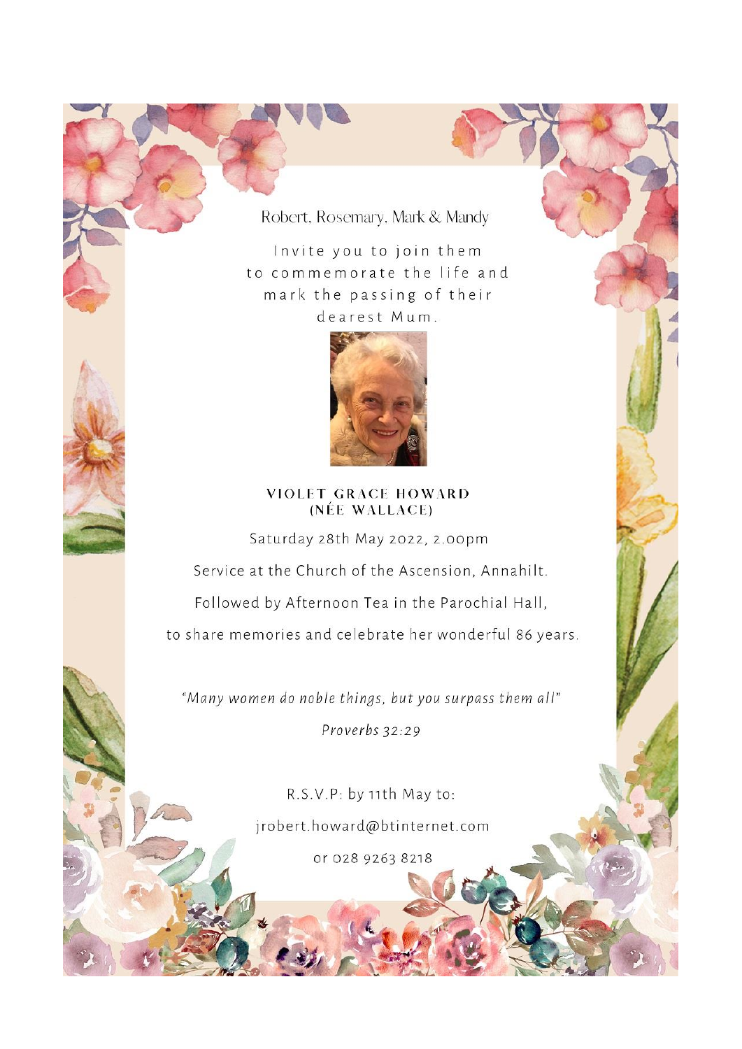Robert, Rosemary, Mark & Mandy

Invite you to join them to commemorate the life and mark the passing of their dearest Mum.

## VIOLET GRACE HOWARD (NÉE WALLACE)

Saturday 28th May 2022, 2.00pm

Service at the Church of the Ascension, Annahilt.

Followed by Afternoon Tea in the Parochial Hall,

to share memories and celebrate her wonderful 86 years.

*"Many women do noble things, but you surpass them all"*

*Proverbs 32:29*

R.S.V.P: by 11th May to:

jrobert.howard@btinternet.com

or 028 9263 8218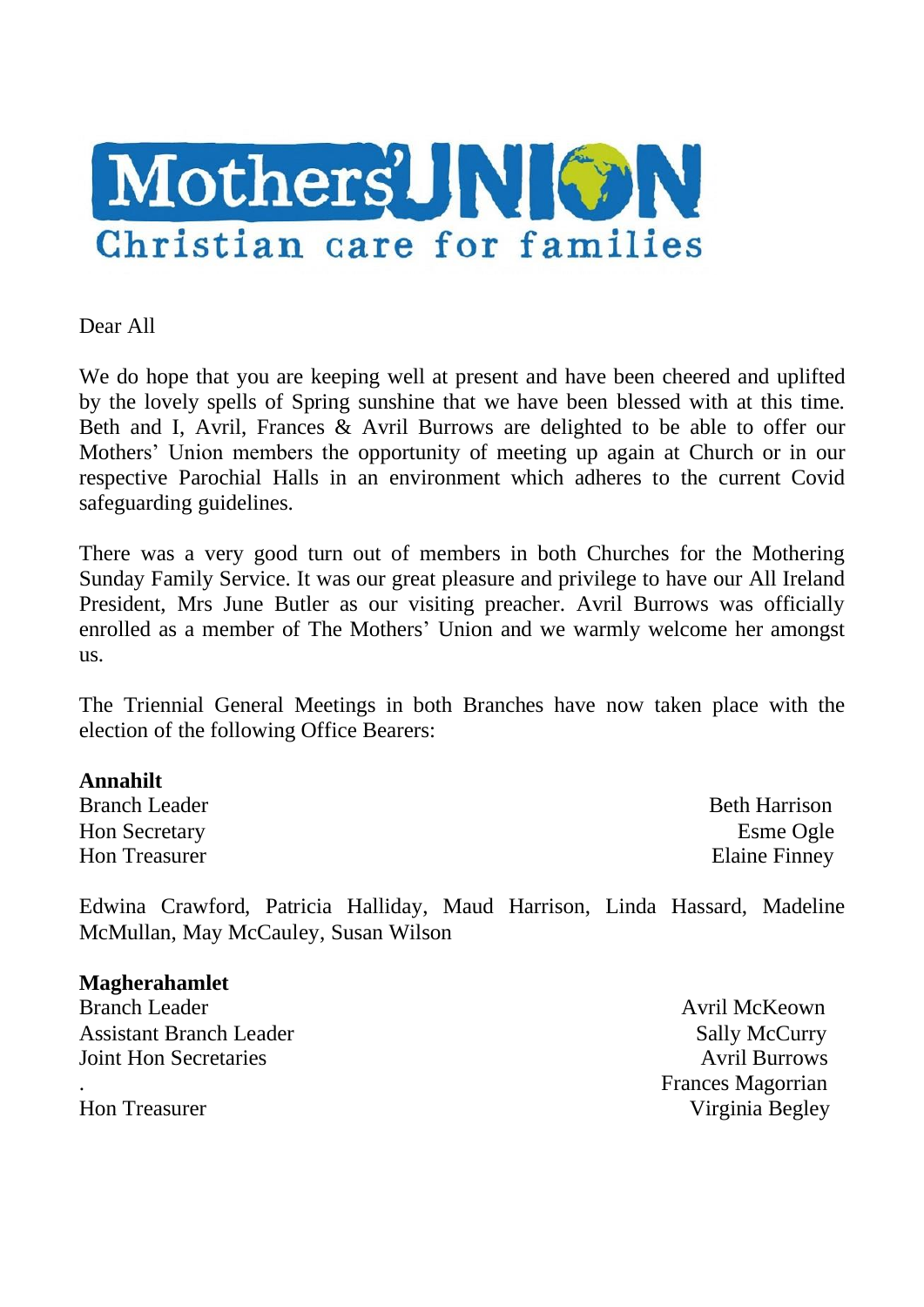# Mothers' Union

Christian care for families

Dear All

We do hope that you are keeping well at present and have been cheered and uplifted by the lovely spells of Spring sunshine that we have been blessed with at this time. Beth and I, Avril, Frances & Avril Burrows are delighted to be able to offer our Mothers' Union members the opportunity of meeting up again at Church or in our respective Parochial Halls in an environment which adheres to the current Covid safeguarding guidelines.

There was a very good turn out of members in both Churches for the Mothering Sunday Family Service. It was our great pleasure and privilege to have our All Ireland President, Mrs June Butler as our visiting preacher. Avril Burrows was officially enrolled as a member of The Mothers' Union and we warmly welcome her amongst us.

The Triennial General Meetings in both Branches have now taken place with the election of the following Office Bearers:

**Annahilt**

| | |
|---|---|
| Branch Leader | Beth Harrison |
| Hon Secretary | Esme Ogle |
| Hon Treasurer | Elaine Finney |

Edwina Crawford, Patricia Halliday, Maud Harrison, Linda Hassard, Madeline McMullan, May McCauley, Susan Wilson

**Magherahamlet**

| | |
|---|---|
| Branch Leader | Avril McKeown |
| Assistant Branch Leader | Sally McCurry |
| Joint Hon Secretaries | Avril Burrows |
| . | Frances Magorrian |
| Hon Treasurer | Virginia Begley |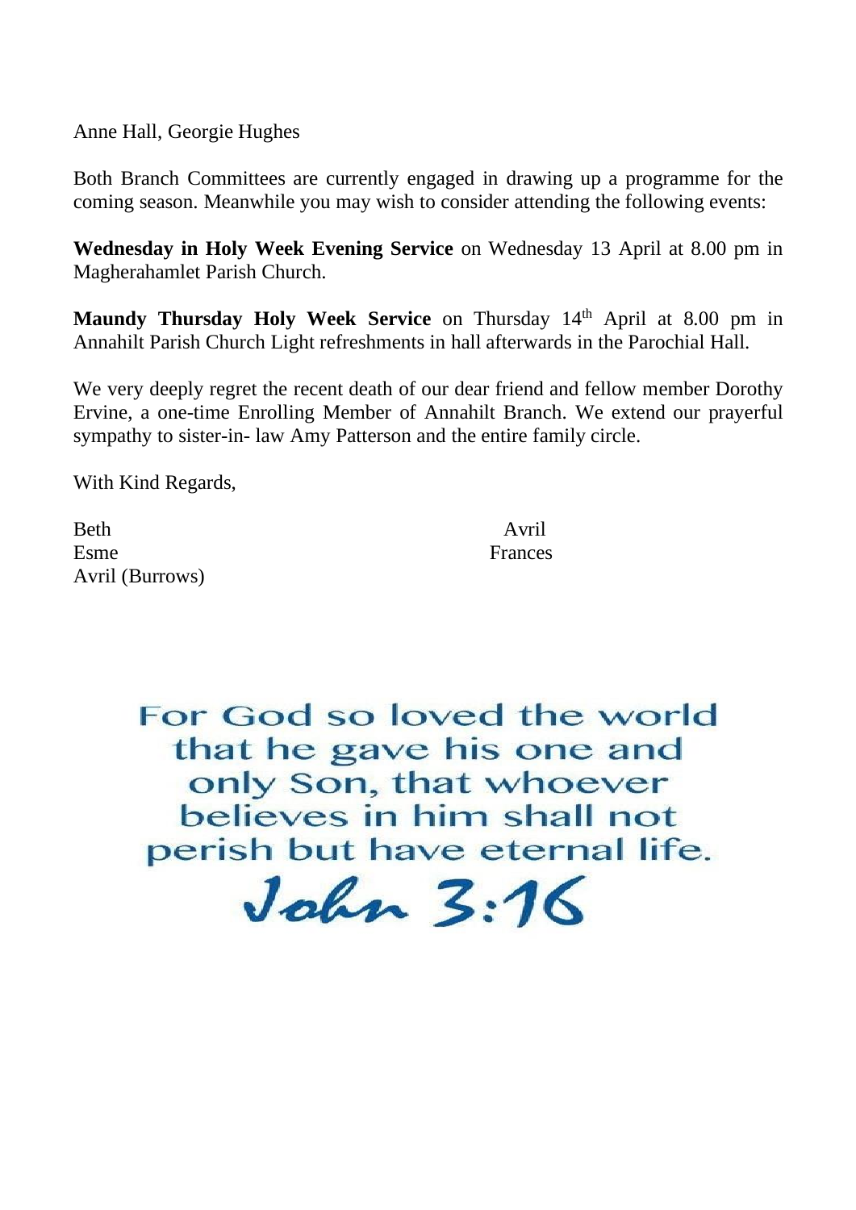Anne Hall, Georgie Hughes

Both Branch Committees are currently engaged in drawing up a programme for the coming season. Meanwhile you may wish to consider attending the following events:

**Wednesday in Holy Week Evening Service** on Wednesday 13 April at 8.00 pm in Magherahamlet Parish Church.

**Maundy Thursday Holy Week Service** on Thursday 14th April at 8.00 pm in Annahilt Parish Church Light refreshments in hall afterwards in the Parochial Hall.

We very deeply regret the recent death of our dear friend and fellow member Dorothy Ervine, a one-time Enrolling Member of Annahilt Branch. We extend our prayerful sympathy to sister-in- law Amy Patterson and the entire family circle.

With Kind Regards,

Beth
Esme
Avril (Burrows)

Avril
Frances

For God so loved the world that he gave his one and only Son, that whoever believes in him shall not perish but have eternal life.

John 3:16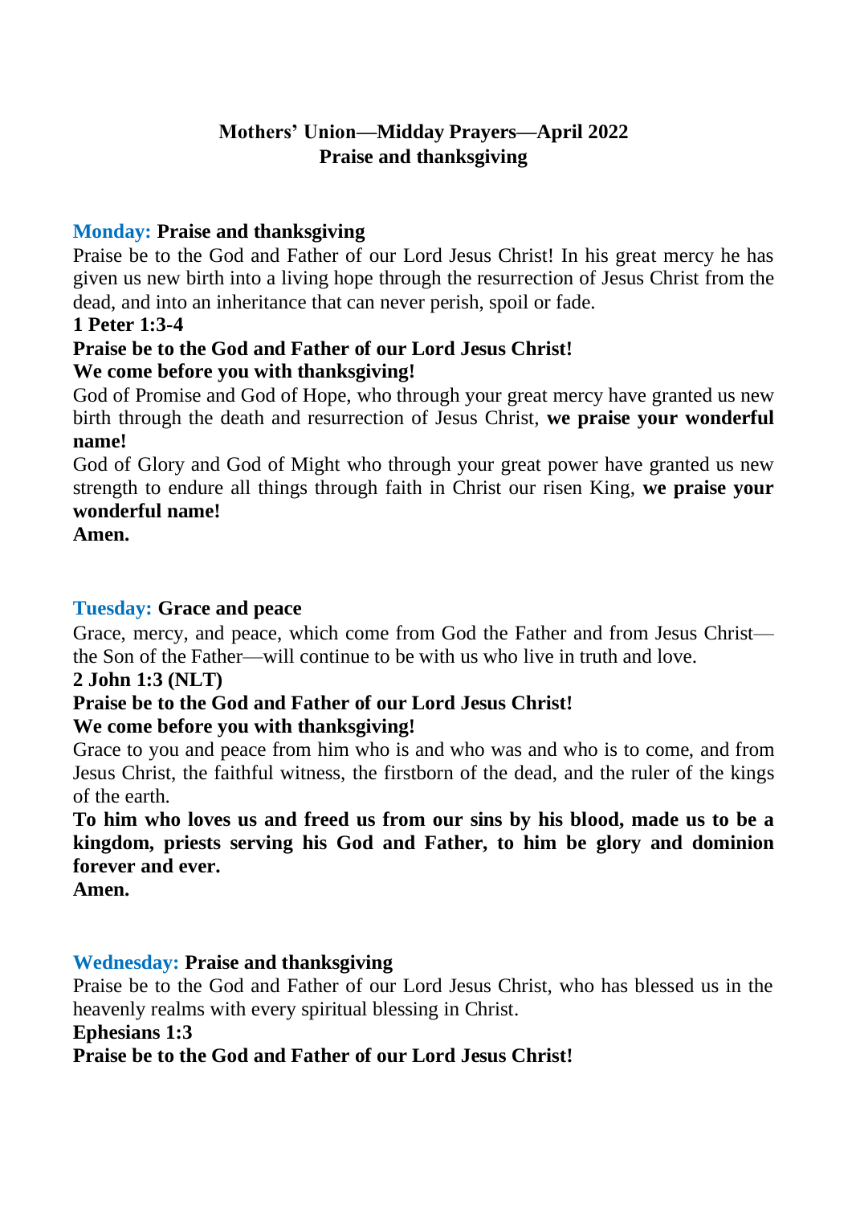**Mothers' Union—Midday Prayers—April 2022**
**Praise and thanksgiving**

**Monday: Praise and thanksgiving**

Praise be to the God and Father of our Lord Jesus Christ! In his great mercy he has given us new birth into a living hope through the resurrection of Jesus Christ from the dead, and into an inheritance that can never perish, spoil or fade.

**1 Peter 1:3-4**

**Praise be to the God and Father of our Lord Jesus Christ!**
**We come before you with thanksgiving!**

God of Promise and God of Hope, who through your great mercy have granted us new birth through the death and resurrection of Jesus Christ, **we praise your wonderful name!**

God of Glory and God of Might who through your great power have granted us new strength to endure all things through faith in Christ our risen King, **we praise your wonderful name!**

**Amen.**

**Tuesday: Grace and peace**

Grace, mercy, and peace, which come from God the Father and from Jesus Christ—the Son of the Father—will continue to be with us who live in truth and love.

**2 John 1:3 (NLT)**

**Praise be to the God and Father of our Lord Jesus Christ!**
**We come before you with thanksgiving!**

Grace to you and peace from him who is and who was and who is to come, and from Jesus Christ, the faithful witness, the firstborn of the dead, and the ruler of the kings of the earth.

**To him who loves us and freed us from our sins by his blood, made us to be a kingdom, priests serving his God and Father, to him be glory and dominion forever and ever.**

**Amen.**

**Wednesday: Praise and thanksgiving**

Praise be to the God and Father of our Lord Jesus Christ, who has blessed us in the heavenly realms with every spiritual blessing in Christ.

**Ephesians 1:3**

**Praise be to the God and Father of our Lord Jesus Christ!**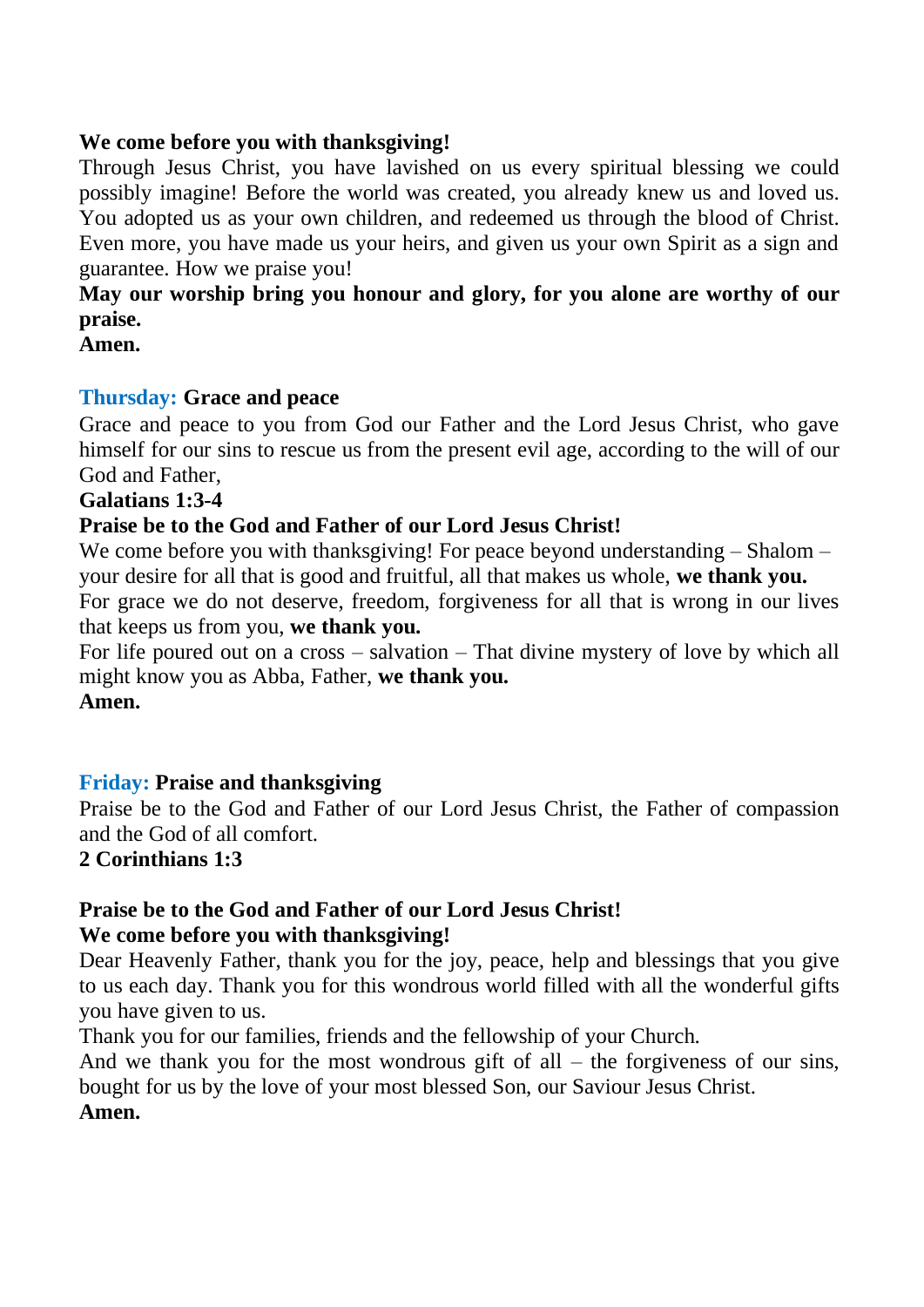**We come before you with thanksgiving!**
Through Jesus Christ, you have lavished on us every spiritual blessing we could possibly imagine! Before the world was created, you already knew us and loved us. You adopted us as your own children, and redeemed us through the blood of Christ. Even more, you have made us your heirs, and given us your own Spirit as a sign and guarantee. How we praise you!
**May our worship bring you honour and glory, for you alone are worthy of our praise.**
**Amen.**

## Thursday: Grace and peace

Grace and peace to you from God our Father and the Lord Jesus Christ, who gave himself for our sins to rescue us from the present evil age, according to the will of our God and Father,
**Galatians 1:3-4**
**Praise be to the God and Father of our Lord Jesus Christ!**
We come before you with thanksgiving! For peace beyond understanding – Shalom – your desire for all that is good and fruitful, all that makes us whole, **we thank you.**
For grace we do not deserve, freedom, forgiveness for all that is wrong in our lives that keeps us from you, **we thank you.**
For life poured out on a cross – salvation – That divine mystery of love by which all might know you as Abba, Father, **we thank you.**
**Amen.**

## Friday: Praise and thanksgiving

Praise be to the God and Father of our Lord Jesus Christ, the Father of compassion and the God of all comfort.
**2 Corinthians 1:3**

**Praise be to the God and Father of our Lord Jesus Christ!**
**We come before you with thanksgiving!**
Dear Heavenly Father, thank you for the joy, peace, help and blessings that you give to us each day. Thank you for this wondrous world filled with all the wonderful gifts you have given to us.
Thank you for our families, friends and the fellowship of your Church.
And we thank you for the most wondrous gift of all – the forgiveness of our sins, bought for us by the love of your most blessed Son, our Saviour Jesus Christ.
**Amen.**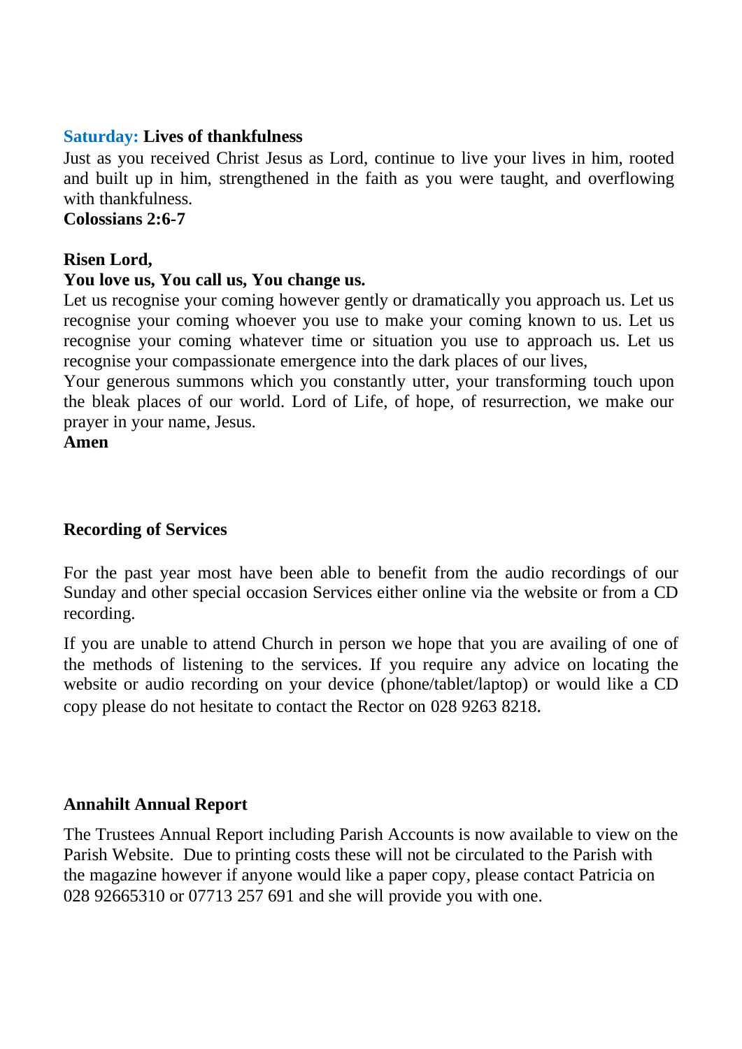**Saturday: Lives of thankfulness**

Just as you received Christ Jesus as Lord, continue to live your lives in him, rooted and built up in him, strengthened in the faith as you were taught, and overflowing with thankfulness.

**Colossians 2:6-7**

**Risen Lord,**

**You love us, You call us, You change us.**

Let us recognise your coming however gently or dramatically you approach us. Let us recognise your coming whoever you use to make your coming known to us. Let us recognise your coming whatever time or situation you use to approach us. Let us recognise your compassionate emergence into the dark places of our lives,

Your generous summons which you constantly utter, your transforming touch upon the bleak places of our world. Lord of Life, of hope, of resurrection, we make our prayer in your name, Jesus.

**Amen**

**Recording of Services**

For the past year most have been able to benefit from the audio recordings of our Sunday and other special occasion Services either online via the website or from a CD recording.

If you are unable to attend Church in person we hope that you are availing of one of the methods of listening to the services. If you require any advice on locating the website or audio recording on your device (phone/tablet/laptop) or would like a CD copy please do not hesitate to contact the Rector on 028 9263 8218.

**Annahilt Annual Report**

The Trustees Annual Report including Parish Accounts is now available to view on the Parish Website. Due to printing costs these will not be circulated to the Parish with the magazine however if anyone would like a paper copy, please contact Patricia on 028 92665310 or 07713 257 691 and she will provide you with one.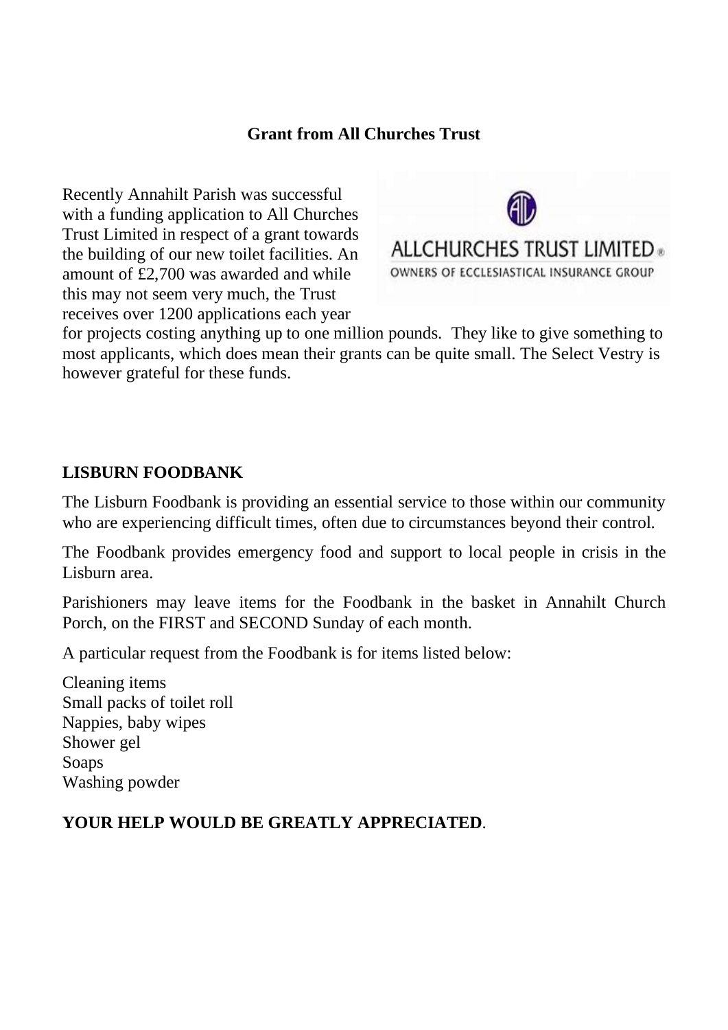## Grant from All Churches Trust

Recently Annahilt Parish was successful with a funding application to All Churches Trust Limited in respect of a grant towards the building of our new toilet facilities. An amount of £2,700 was awarded and while this may not seem very much, the Trust receives over 1200 applications each year for projects costing anything up to one million pounds. They like to give something to most applicants, which does mean their grants can be quite small. The Select Vestry is however grateful for these funds.

## LISBURN FOODBANK

The Lisburn Foodbank is providing an essential service to those within our community who are experiencing difficult times, often due to circumstances beyond their control.

The Foodbank provides emergency food and support to local people in crisis in the Lisburn area.

Parishioners may leave items for the Foodbank in the basket in Annahilt Church Porch, on the FIRST and SECOND Sunday of each month.

A particular request from the Foodbank is for items listed below:

Cleaning items
Small packs of toilet roll
Nappies, baby wipes
Shower gel
Soaps
Washing powder

**YOUR HELP WOULD BE GREATLY APPRECIATED**.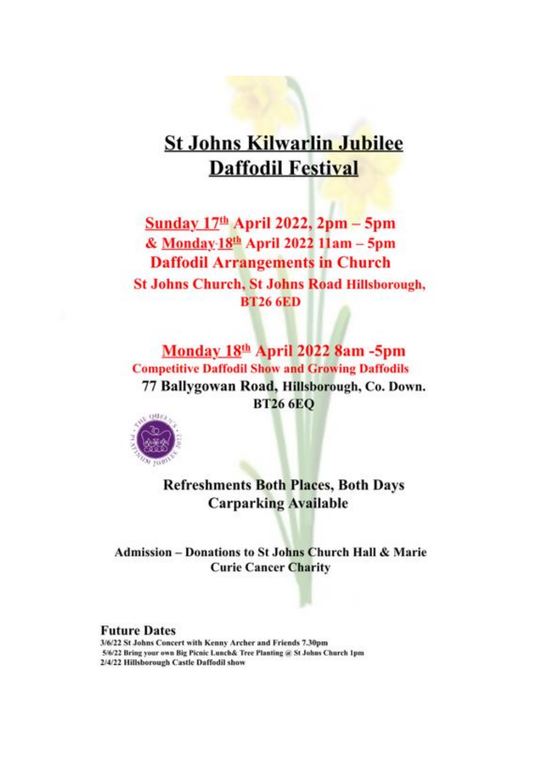# St Johns Kilwarlin Jubilee Daffodil Festival

**Sunday 17th April 2022, 2pm – 5pm**
**& Monday 18th April 2022 11am – 5pm**
**Daffodil Arrangements in Church**
**St Johns Church, St Johns Road Hillsborough, BT26 6ED**

**Monday 18th April 2022 8am -5pm**
**Competitive Daffodil Show and Growing Daffodils**
**77 Ballygowan Road, Hillsborough, Co. Down. BT26 6EQ**

**Refreshments Both Places, Both Days**
**Carparking Available**

**Admission – Donations to St Johns Church Hall & Marie Curie Cancer Charity**

## Future Dates

3/6/22 St Johns Concert with Kenny Archer and Friends 7.30pm
5/6/22 Bring your own Big Picnic Lunch& Tree Planting @ St Johns Church 1pm
2/4/22 Hillsborough Castle Daffodil show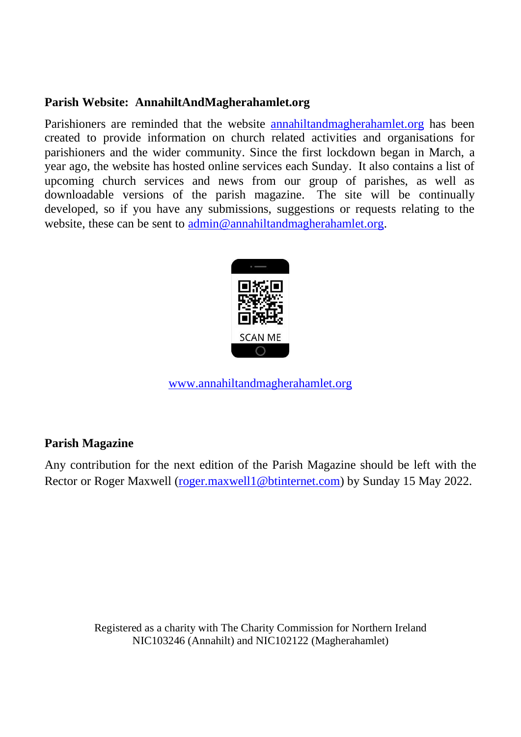**Parish Website: AnnahiltAndMagherahamlet.org**

Parishioners are reminded that the website annahiltandmagherahamlet.org has been created to provide information on church related activities and organisations for parishioners and the wider community. Since the first lockdown began in March, a year ago, the website has hosted online services each Sunday. It also contains a list of upcoming church services and news from our group of parishes, as well as downloadable versions of the parish magazine. The site will be continually developed, so if you have any submissions, suggestions or requests relating to the website, these can be sent to admin@annahiltandmagherahamlet.org.

SCAN ME

www.annahiltandmagherahamlet.org

**Parish Magazine**

Any contribution for the next edition of the Parish Magazine should be left with the Rector or Roger Maxwell (roger.maxwell1@btinternet.com) by Sunday 15 May 2022.

Registered as a charity with The Charity Commission for Northern Ireland
NIC103246 (Annahilt) and NIC102122 (Magherahamlet)